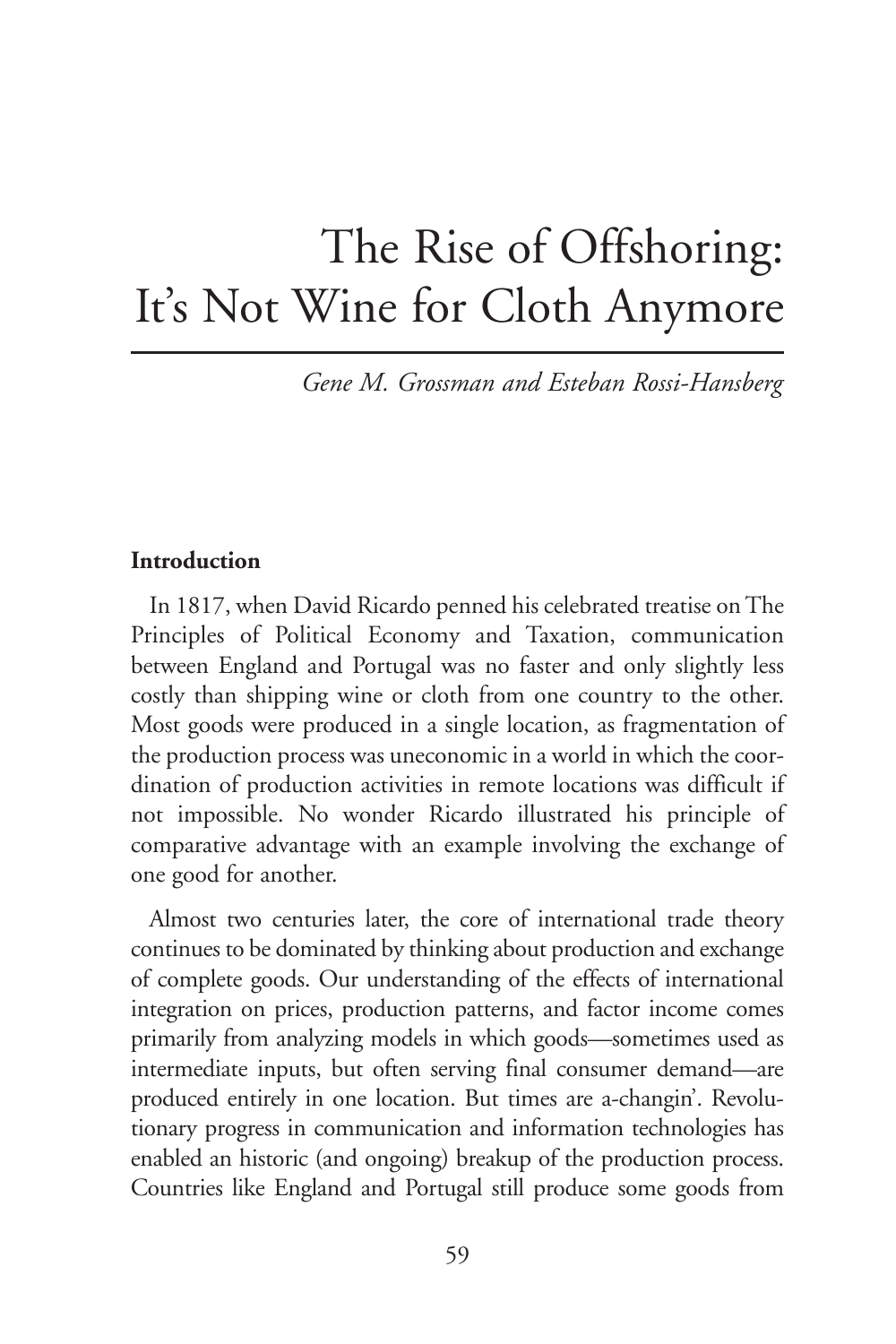# The Rise of Offshoring: It's Not Wine for Cloth Anymore

*Gene M. Grossman and Esteban Rossi-Hansberg*

## Introduction

In 1817, when David Ricardo penned his celebrated treatise on The Principles of Political Economy and Taxation, communication between England and Portugal was no faster and only slightly less costly than shipping wine or cloth from one country to the other. Most goods were produced in a single location, as fragmentation of the production process was uneconomic in a world in which the coordination of production activities in remote locations was difficult if not impossible. No wonder Ricardo illustrated his principle of comparative advantage with an example involving the exchange of one good for another.

Almost two centuries later, the core of international trade theory continues to be dominated by thinking about production and exchange of complete goods. Our understanding of the effects of international integration on prices, production patterns, and factor income comes primarily from analyzing models in which goods—sometimes used as intermediate inputs, but often serving final consumer demand—are produced entirely in one location. But times are a-changin'. Revolutionary progress in communication and information technologies has enabled an historic (and ongoing) breakup of the production process. Countries like England and Portugal still produce some goods from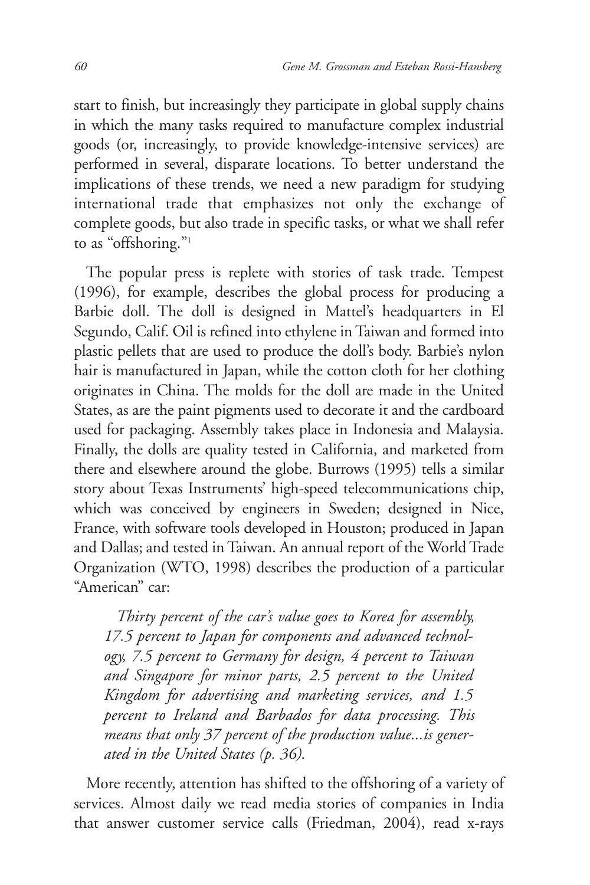start to finish, but increasingly they participate in global supply chains in which the many tasks required to manufacture complex industrial goods (or, increasingly, to provide knowledge-intensive services) are performed in several, disparate locations. To better understand the implications of these trends, we need a new paradigm for studying international trade that emphasizes not only the exchange of complete goods, but also trade in specific tasks, or what we shall refer to as "offshoring."[1]

The popular press is replete with stories of task trade. Tempest (1996), for example, describes the global process for producing a Barbie doll. The doll is designed in Mattel's headquarters in El Segundo, Calif. Oil is refined into ethylene in Taiwan and formed into plastic pellets that are used to produce the doll's body. Barbie's nylon hair is manufactured in Japan, while the cotton cloth for her clothing originates in China. The molds for the doll are made in the United States, as are the paint pigments used to decorate it and the cardboard used for packaging. Assembly takes place in Indonesia and Malaysia. Finally, the dolls are quality tested in California, and marketed from there and elsewhere around the globe. Burrows (1995) tells a similar story about Texas Instruments' high-speed telecommunications chip, which was conceived by engineers in Sweden; designed in Nice, France, with software tools developed in Houston; produced in Japan and Dallas; and tested in Taiwan. An annual report of the World Trade Organization (WTO, 1998) describes the production of a particular "American" car:

> *Thirty percent of the car's value goes to Korea for assembly, 17.5 percent to Japan for components and advanced technology, 7.5 percent to Germany for design, 4 percent to Taiwan and Singapore for minor parts, 2.5 percent to the United Kingdom for advertising and marketing services, and 1.5 percent to Ireland and Barbados for data processing. This means that only 37 percent of the production value...is generated in the United States (p. 36).*

More recently, attention has shifted to the offshoring of a variety of services. Almost daily we read media stories of companies in India that answer customer service calls (Friedman, 2004), read x-rays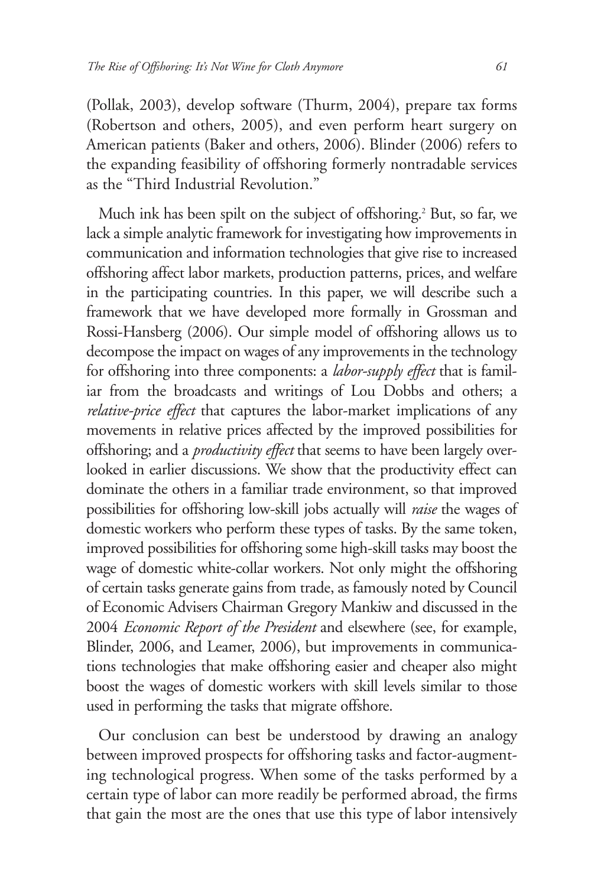(Pollak, 2003), develop software (Thurm, 2004), prepare tax forms (Robertson and others, 2005), and even perform heart surgery on American patients (Baker and others, 2006). Blinder (2006) refers to the expanding feasibility of offshoring formerly nontradable services as the "Third Industrial Revolution."

Much ink has been spilt on the subject of offshoring.[2] But, so far, we lack a simple analytic framework for investigating how improvements in communication and information technologies that give rise to increased offshoring affect labor markets, production patterns, prices, and welfare in the participating countries. In this paper, we will describe such a framework that we have developed more formally in Grossman and Rossi-Hansberg (2006). Our simple model of offshoring allows us to decompose the impact on wages of any improvements in the technology for offshoring into three components: a *labor-supply effect* that is familiar from the broadcasts and writings of Lou Dobbs and others; a *relative-price effect* that captures the labor-market implications of any movements in relative prices affected by the improved possibilities for offshoring; and a *productivity effect* that seems to have been largely overlooked in earlier discussions. We show that the productivity effect can dominate the others in a familiar trade environment, so that improved possibilities for offshoring low-skill jobs actually will *raise* the wages of domestic workers who perform these types of tasks. By the same token, improved possibilities for offshoring some high-skill tasks may boost the wage of domestic white-collar workers. Not only might the offshoring of certain tasks generate gains from trade, as famously noted by Council of Economic Advisers Chairman Gregory Mankiw and discussed in the 2004 *Economic Report of the President* and elsewhere (see, for example, Blinder, 2006, and Leamer, 2006), but improvements in communications technologies that make offshoring easier and cheaper also might boost the wages of domestic workers with skill levels similar to those used in performing the tasks that migrate offshore.

Our conclusion can best be understood by drawing an analogy between improved prospects for offshoring tasks and factor-augmenting technological progress. When some of the tasks performed by a certain type of labor can more readily be performed abroad, the firms that gain the most are the ones that use this type of labor intensively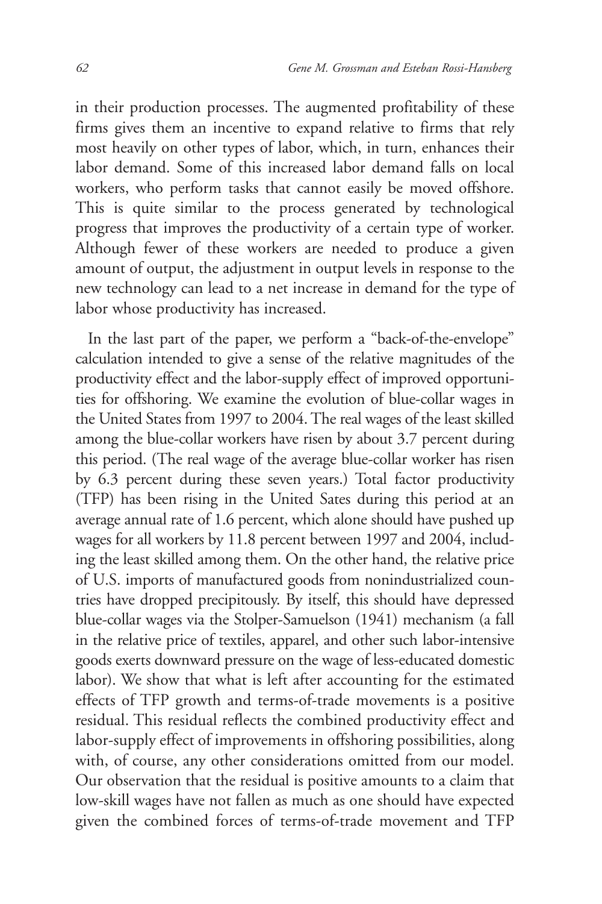in their production processes. The augmented profitability of these firms gives them an incentive to expand relative to firms that rely most heavily on other types of labor, which, in turn, enhances their labor demand. Some of this increased labor demand falls on local workers, who perform tasks that cannot easily be moved offshore. This is quite similar to the process generated by technological progress that improves the productivity of a certain type of worker. Although fewer of these workers are needed to produce a given amount of output, the adjustment in output levels in response to the new technology can lead to a net increase in demand for the type of labor whose productivity has increased.

In the last part of the paper, we perform a "back-of-the-envelope" calculation intended to give a sense of the relative magnitudes of the productivity effect and the labor-supply effect of improved opportunities for offshoring. We examine the evolution of blue-collar wages in the United States from 1997 to 2004. The real wages of the least skilled among the blue-collar workers have risen by about 3.7 percent during this period. (The real wage of the average blue-collar worker has risen by 6.3 percent during these seven years.) Total factor productivity (TFP) has been rising in the United Sates during this period at an average annual rate of 1.6 percent, which alone should have pushed up wages for all workers by 11.8 percent between 1997 and 2004, including the least skilled among them. On the other hand, the relative price of U.S. imports of manufactured goods from nonindustrialized countries have dropped precipitously. By itself, this should have depressed blue-collar wages via the Stolper-Samuelson (1941) mechanism (a fall in the relative price of textiles, apparel, and other such labor-intensive goods exerts downward pressure on the wage of less-educated domestic labor). We show that what is left after accounting for the estimated effects of TFP growth and terms-of-trade movements is a positive residual. This residual reflects the combined productivity effect and labor-supply effect of improvements in offshoring possibilities, along with, of course, any other considerations omitted from our model. Our observation that the residual is positive amounts to a claim that low-skill wages have not fallen as much as one should have expected given the combined forces of terms-of-trade movement and TFP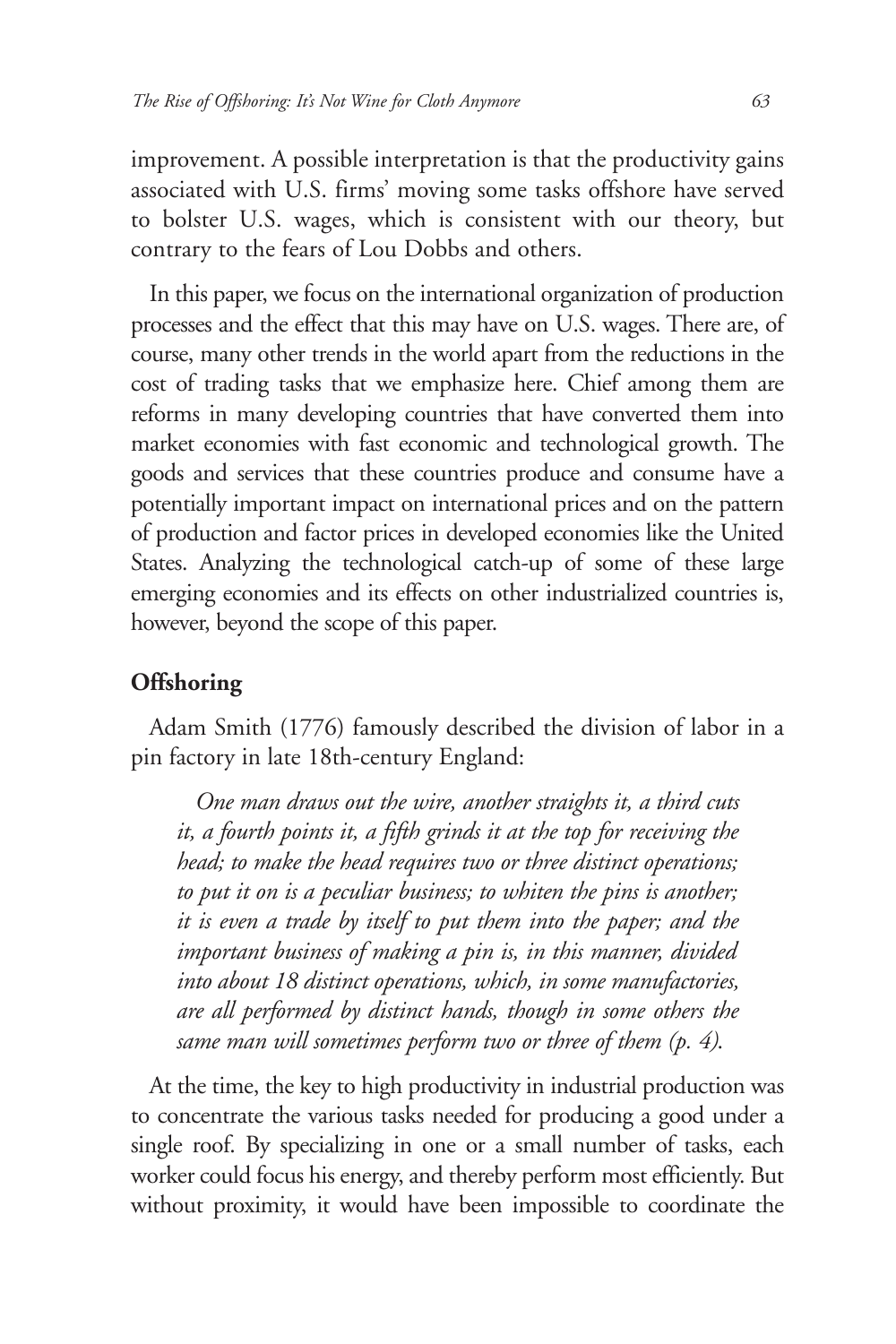improvement. A possible interpretation is that the productivity gains associated with U.S. firms' moving some tasks offshore have served to bolster U.S. wages, which is consistent with our theory, but contrary to the fears of Lou Dobbs and others.

In this paper, we focus on the international organization of production processes and the effect that this may have on U.S. wages. There are, of course, many other trends in the world apart from the reductions in the cost of trading tasks that we emphasize here. Chief among them are reforms in many developing countries that have converted them into market economies with fast economic and technological growth. The goods and services that these countries produce and consume have a potentially important impact on international prices and on the pattern of production and factor prices in developed economies like the United States. Analyzing the technological catch-up of some of these large emerging economies and its effects on other industrialized countries is, however, beyond the scope of this paper.

## Offshoring

Adam Smith (1776) famously described the division of labor in a pin factory in late 18th-century England:

> *One man draws out the wire, another straights it, a third cuts it, a fourth points it, a fifth grinds it at the top for receiving the head; to make the head requires two or three distinct operations; to put it on is a peculiar business; to whiten the pins is another; it is even a trade by itself to put them into the paper; and the important business of making a pin is, in this manner, divided into about 18 distinct operations, which, in some manufactories, are all performed by distinct hands, though in some others the same man will sometimes perform two or three of them (p. 4).*

At the time, the key to high productivity in industrial production was to concentrate the various tasks needed for producing a good under a single roof. By specializing in one or a small number of tasks, each worker could focus his energy, and thereby perform most efficiently. But without proximity, it would have been impossible to coordinate the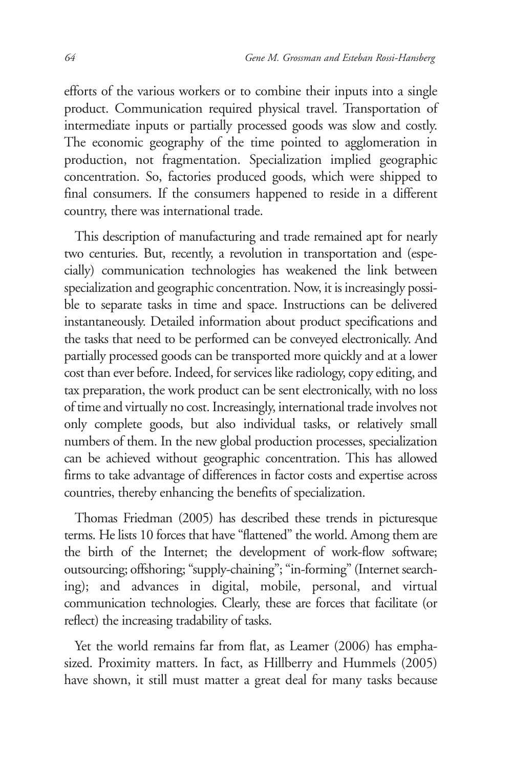efforts of the various workers or to combine their inputs into a single product. Communication required physical travel. Transportation of intermediate inputs or partially processed goods was slow and costly. The economic geography of the time pointed to agglomeration in production, not fragmentation. Specialization implied geographic concentration. So, factories produced goods, which were shipped to final consumers. If the consumers happened to reside in a different country, there was international trade.

This description of manufacturing and trade remained apt for nearly two centuries. But, recently, a revolution in transportation and (especially) communication technologies has weakened the link between specialization and geographic concentration. Now, it is increasingly possible to separate tasks in time and space. Instructions can be delivered instantaneously. Detailed information about product specifications and the tasks that need to be performed can be conveyed electronically. And partially processed goods can be transported more quickly and at a lower cost than ever before. Indeed, for services like radiology, copy editing, and tax preparation, the work product can be sent electronically, with no loss of time and virtually no cost. Increasingly, international trade involves not only complete goods, but also individual tasks, or relatively small numbers of them. In the new global production processes, specialization can be achieved without geographic concentration. This has allowed firms to take advantage of differences in factor costs and expertise across countries, thereby enhancing the benefits of specialization.

Thomas Friedman (2005) has described these trends in picturesque terms. He lists 10 forces that have "flattened" the world. Among them are the birth of the Internet; the development of work-flow software; outsourcing; offshoring; "supply-chaining"; "in-forming" (Internet searching); and advances in digital, mobile, personal, and virtual communication technologies. Clearly, these are forces that facilitate (or reflect) the increasing tradability of tasks.

Yet the world remains far from flat, as Leamer (2006) has emphasized. Proximity matters. In fact, as Hillberry and Hummels (2005) have shown, it still must matter a great deal for many tasks because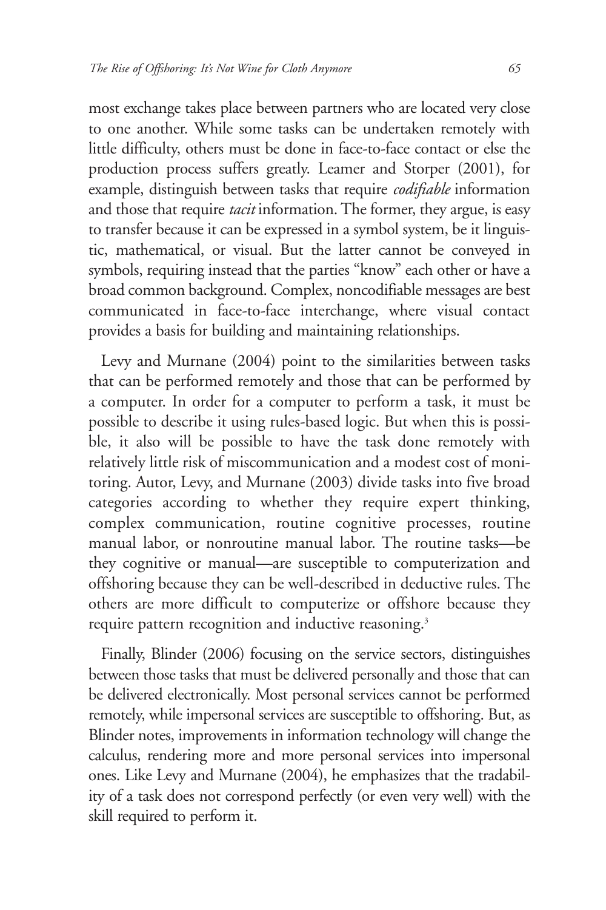most exchange takes place between partners who are located very close to one another. While some tasks can be undertaken remotely with little difficulty, others must be done in face-to-face contact or else the production process suffers greatly. Leamer and Storper (2001), for example, distinguish between tasks that require *codifiable* information and those that require *tacit* information. The former, they argue, is easy to transfer because it can be expressed in a symbol system, be it linguistic, mathematical, or visual. But the latter cannot be conveyed in symbols, requiring instead that the parties "know" each other or have a broad common background. Complex, noncodifiable messages are best communicated in face-to-face interchange, where visual contact provides a basis for building and maintaining relationships.

Levy and Murnane (2004) point to the similarities between tasks that can be performed remotely and those that can be performed by a computer. In order for a computer to perform a task, it must be possible to describe it using rules-based logic. But when this is possible, it also will be possible to have the task done remotely with relatively little risk of miscommunication and a modest cost of monitoring. Autor, Levy, and Murnane (2003) divide tasks into five broad categories according to whether they require expert thinking, complex communication, routine cognitive processes, routine manual labor, or nonroutine manual labor. The routine tasks—be they cognitive or manual—are susceptible to computerization and offshoring because they can be well-described in deductive rules. The others are more difficult to computerize or offshore because they require pattern recognition and inductive reasoning.[3]

Finally, Blinder (2006) focusing on the service sectors, distinguishes between those tasks that must be delivered personally and those that can be delivered electronically. Most personal services cannot be performed remotely, while impersonal services are susceptible to offshoring. But, as Blinder notes, improvements in information technology will change the calculus, rendering more and more personal services into impersonal ones. Like Levy and Murnane (2004), he emphasizes that the tradability of a task does not correspond perfectly (or even very well) with the skill required to perform it.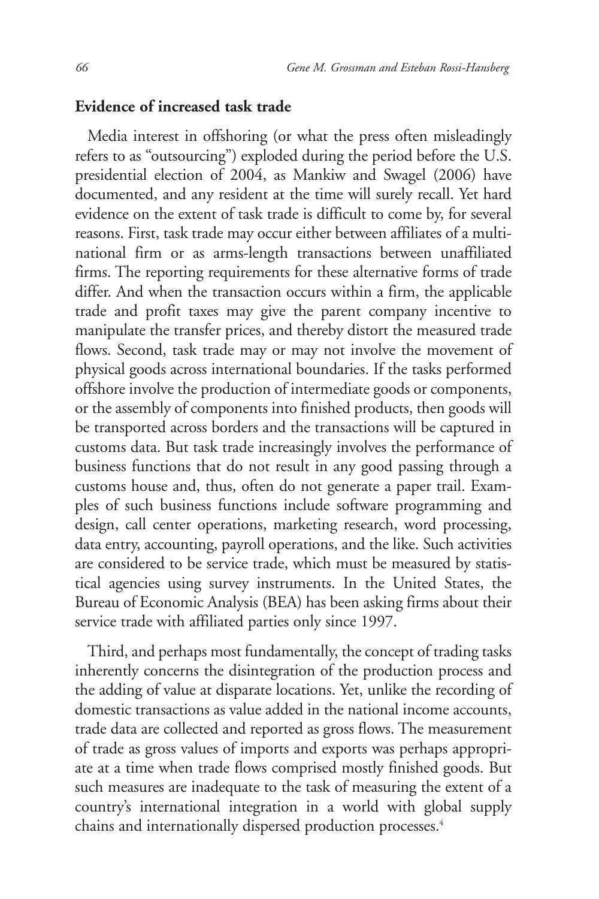## Evidence of increased task trade

Media interest in offshoring (or what the press often misleadingly refers to as "outsourcing") exploded during the period before the U.S. presidential election of 2004, as Mankiw and Swagel (2006) have documented, and any resident at the time will surely recall. Yet hard evidence on the extent of task trade is difficult to come by, for several reasons. First, task trade may occur either between affiliates of a multinational firm or as arms-length transactions between unaffiliated firms. The reporting requirements for these alternative forms of trade differ. And when the transaction occurs within a firm, the applicable trade and profit taxes may give the parent company incentive to manipulate the transfer prices, and thereby distort the measured trade flows. Second, task trade may or may not involve the movement of physical goods across international boundaries. If the tasks performed offshore involve the production of intermediate goods or components, or the assembly of components into finished products, then goods will be transported across borders and the transactions will be captured in customs data. But task trade increasingly involves the performance of business functions that do not result in any good passing through a customs house and, thus, often do not generate a paper trail. Examples of such business functions include software programming and design, call center operations, marketing research, word processing, data entry, accounting, payroll operations, and the like. Such activities are considered to be service trade, which must be measured by statistical agencies using survey instruments. In the United States, the Bureau of Economic Analysis (BEA) has been asking firms about their service trade with affiliated parties only since 1997.

Third, and perhaps most fundamentally, the concept of trading tasks inherently concerns the disintegration of the production process and the adding of value at disparate locations. Yet, unlike the recording of domestic transactions as value added in the national income accounts, trade data are collected and reported as gross flows. The measurement of trade as gross values of imports and exports was perhaps appropriate at a time when trade flows comprised mostly finished goods. But such measures are inadequate to the task of measuring the extent of a country's international integration in a world with global supply chains and internationally dispersed production processes.[4]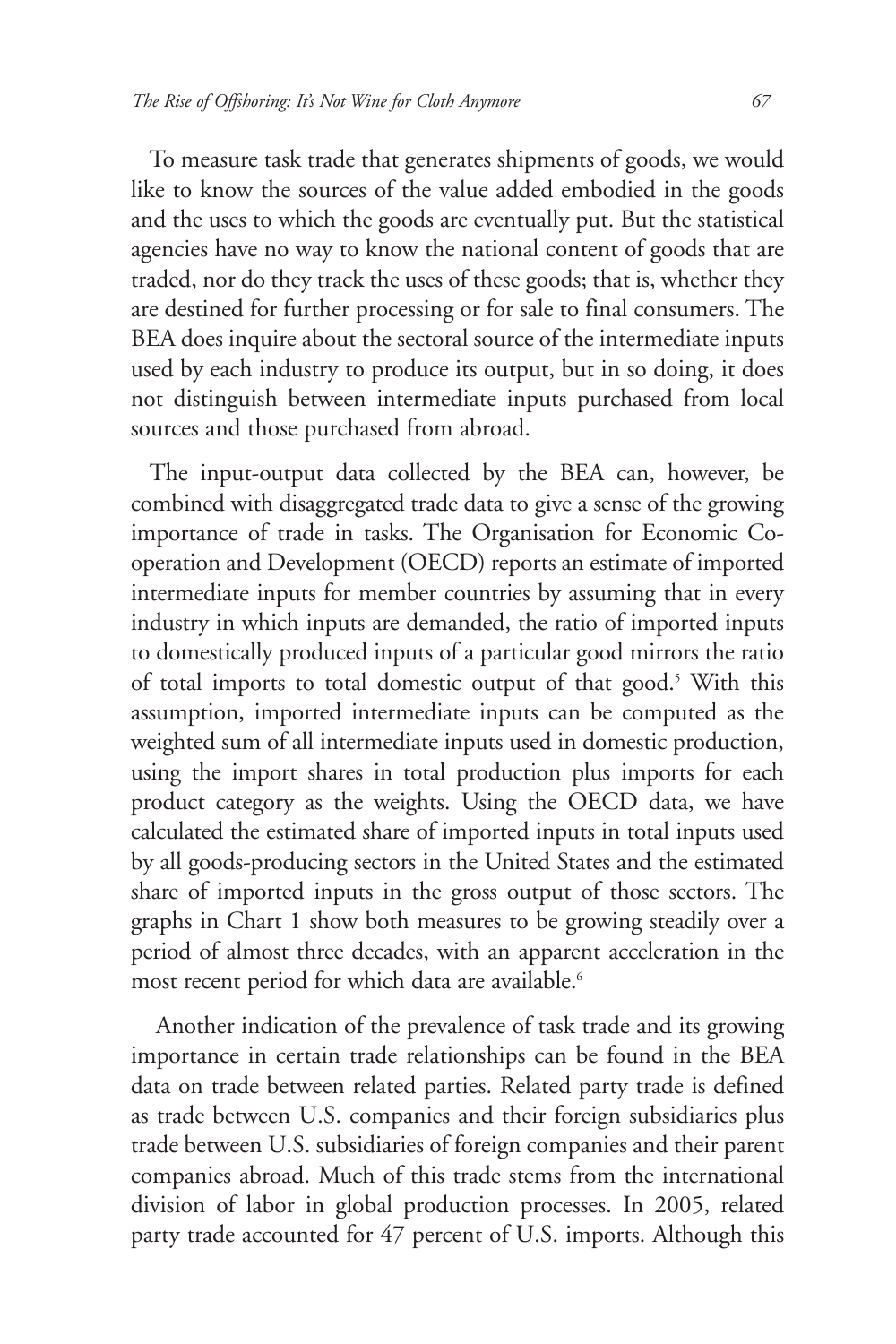To measure task trade that generates shipments of goods, we would like to know the sources of the value added embodied in the goods and the uses to which the goods are eventually put. But the statistical agencies have no way to know the national content of goods that are traded, nor do they track the uses of these goods; that is, whether they are destined for further processing or for sale to final consumers. The BEA does inquire about the sectoral source of the intermediate inputs used by each industry to produce its output, but in so doing, it does not distinguish between intermediate inputs purchased from local sources and those purchased from abroad.

The input-output data collected by the BEA can, however, be combined with disaggregated trade data to give a sense of the growing importance of trade in tasks. The Organisation for Economic Co-operation and Development (OECD) reports an estimate of imported intermediate inputs for member countries by assuming that in every industry in which inputs are demanded, the ratio of imported inputs to domestically produced inputs of a particular good mirrors the ratio of total imports to total domestic output of that good.[5] With this assumption, imported intermediate inputs can be computed as the weighted sum of all intermediate inputs used in domestic production, using the import shares in total production plus imports for each product category as the weights. Using the OECD data, we have calculated the estimated share of imported inputs in total inputs used by all goods-producing sectors in the United States and the estimated share of imported inputs in the gross output of those sectors. The graphs in Chart 1 show both measures to be growing steadily over a period of almost three decades, with an apparent acceleration in the most recent period for which data are available.[6]

Another indication of the prevalence of task trade and its growing importance in certain trade relationships can be found in the BEA data on trade between related parties. Related party trade is defined as trade between U.S. companies and their foreign subsidiaries plus trade between U.S. subsidiaries of foreign companies and their parent companies abroad. Much of this trade stems from the international division of labor in global production processes. In 2005, related party trade accounted for 47 percent of U.S. imports. Although this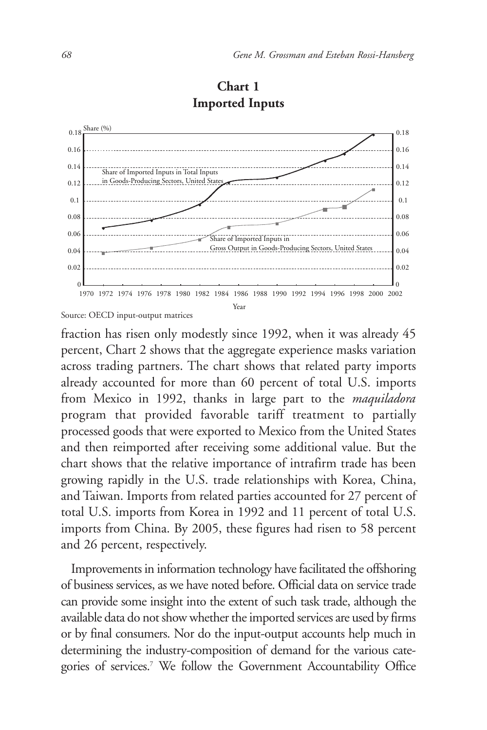**Chart 1**
**Imported Inputs**

Source: OECD input-output matrices

fraction has risen only modestly since 1992, when it was already 45 percent, Chart 2 shows that the aggregate experience masks variation across trading partners. The chart shows that related party imports already accounted for more than 60 percent of total U.S. imports from Mexico in 1992, thanks in large part to the *maquiladora* program that provided favorable tariff treatment to partially processed goods that were exported to Mexico from the United States and then reimported after receiving some additional value. But the chart shows that the relative importance of intrafirm trade has been growing rapidly in the U.S. trade relationships with Korea, China, and Taiwan. Imports from related parties accounted for 27 percent of total U.S. imports from Korea in 1992 and 11 percent of total U.S. imports from China. By 2005, these figures had risen to 58 percent and 26 percent, respectively.

Improvements in information technology have facilitated the offshoring of business services, as we have noted before. Official data on service trade can provide some insight into the extent of such task trade, although the available data do not show whether the imported services are used by firms or by final consumers. Nor do the input-output accounts help much in determining the industry-composition of demand for the various categories of services.[7] We follow the Government Accountability Office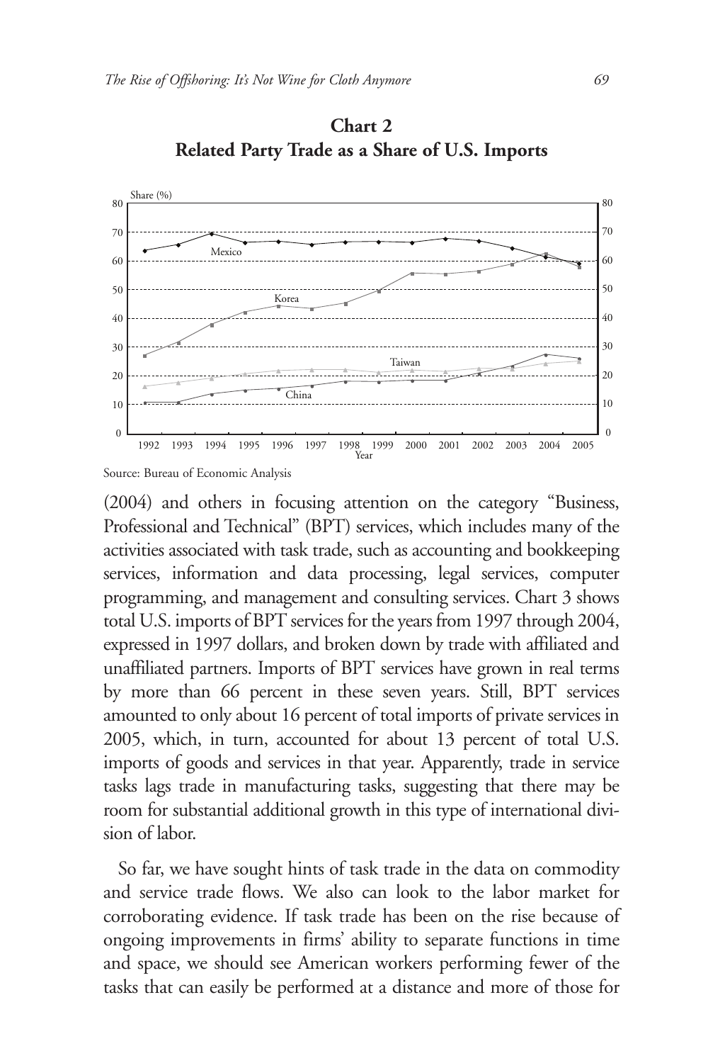**Chart 2**
**Related Party Trade as a Share of U.S. Imports**

Source: Bureau of Economic Analysis

(2004) and others in focusing attention on the category "Business, Professional and Technical" (BPT) services, which includes many of the activities associated with task trade, such as accounting and bookkeeping services, information and data processing, legal services, computer programming, and management and consulting services. Chart 3 shows total U.S. imports of BPT services for the years from 1997 through 2004, expressed in 1997 dollars, and broken down by trade with affiliated and unaffiliated partners. Imports of BPT services have grown in real terms by more than 66 percent in these seven years. Still, BPT services amounted to only about 16 percent of total imports of private services in 2005, which, in turn, accounted for about 13 percent of total U.S. imports of goods and services in that year. Apparently, trade in service tasks lags trade in manufacturing tasks, suggesting that there may be room for substantial additional growth in this type of international division of labor.

So far, we have sought hints of task trade in the data on commodity and service trade flows. We also can look to the labor market for corroborating evidence. If task trade has been on the rise because of ongoing improvements in firms' ability to separate functions in time and space, we should see American workers performing fewer of the tasks that can easily be performed at a distance and more of those for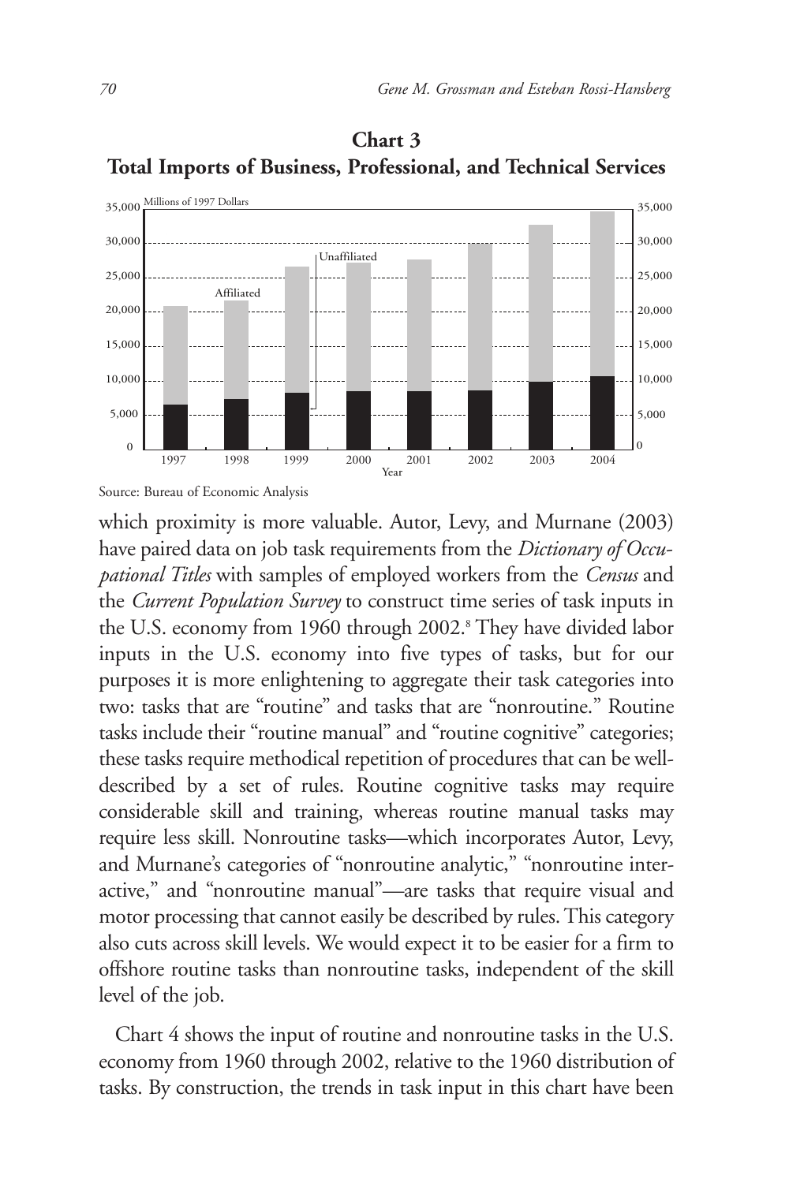**Chart 3**
**Total Imports of Business, Professional, and Technical Services**

Source: Bureau of Economic Analysis

which proximity is more valuable. Autor, Levy, and Murnane (2003) have paired data on job task requirements from the *Dictionary of Occupational Titles* with samples of employed workers from the *Census* and the *Current Population Survey* to construct time series of task inputs in the U.S. economy from 1960 through 2002.[8] They have divided labor inputs in the U.S. economy into five types of tasks, but for our purposes it is more enlightening to aggregate their task categories into two: tasks that are "routine" and tasks that are "nonroutine." Routine tasks include their "routine manual" and "routine cognitive" categories; these tasks require methodical repetition of procedures that can be well-described by a set of rules. Routine cognitive tasks may require considerable skill and training, whereas routine manual tasks may require less skill. Nonroutine tasks—which incorporates Autor, Levy, and Murnane's categories of "nonroutine analytic," "nonroutine interactive," and "nonroutine manual"—are tasks that require visual and motor processing that cannot easily be described by rules. This category also cuts across skill levels. We would expect it to be easier for a firm to offshore routine tasks than nonroutine tasks, independent of the skill level of the job.

Chart 4 shows the input of routine and nonroutine tasks in the U.S. economy from 1960 through 2002, relative to the 1960 distribution of tasks. By construction, the trends in task input in this chart have been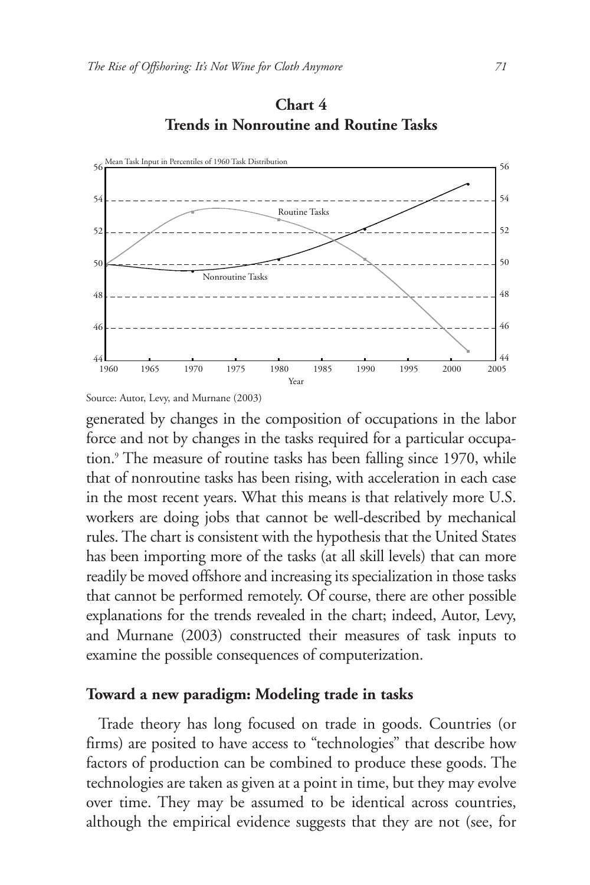**Chart 4**
**Trends in Nonroutine and Routine Tasks**

Source: Autor, Levy, and Murnane (2003)

generated by changes in the composition of occupations in the labor force and not by changes in the tasks required for a particular occupation.[9] The measure of routine tasks has been falling since 1970, while that of nonroutine tasks has been rising, with acceleration in each case in the most recent years. What this means is that relatively more U.S. workers are doing jobs that cannot be well-described by mechanical rules. The chart is consistent with the hypothesis that the United States has been importing more of the tasks (at all skill levels) that can more readily be moved offshore and increasing its specialization in those tasks that cannot be performed remotely. Of course, there are other possible explanations for the trends revealed in the chart; indeed, Autor, Levy, and Murnane (2003) constructed their measures of task inputs to examine the possible consequences of computerization.

### Toward a new paradigm: Modeling trade in tasks

Trade theory has long focused on trade in goods. Countries (or firms) are posited to have access to "technologies" that describe how factors of production can be combined to produce these goods. The technologies are taken as given at a point in time, but they may evolve over time. They may be assumed to be identical across countries, although the empirical evidence suggests that they are not (see, for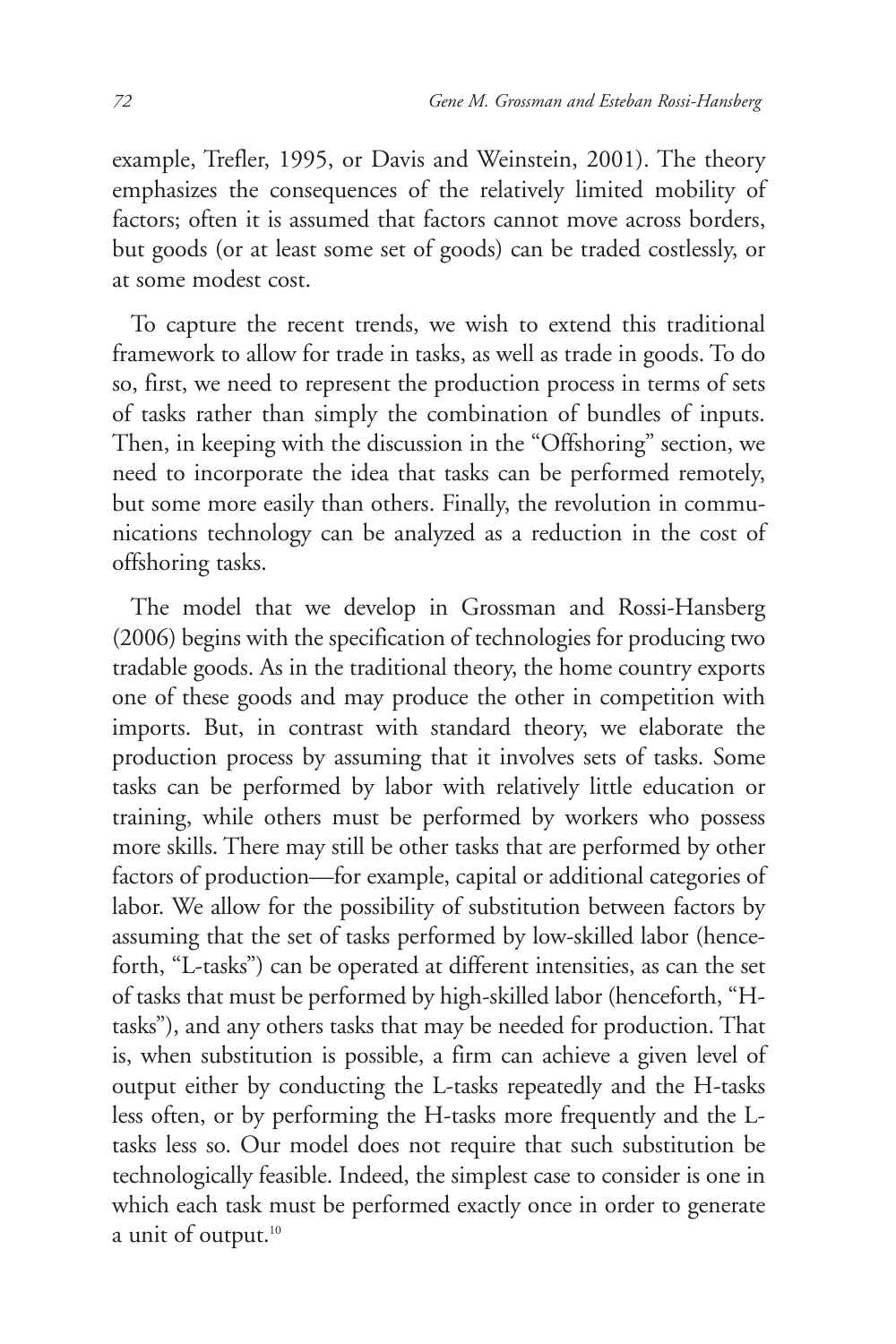example, Trefler, 1995, or Davis and Weinstein, 2001). The theory emphasizes the consequences of the relatively limited mobility of factors; often it is assumed that factors cannot move across borders, but goods (or at least some set of goods) can be traded costlessly, or at some modest cost.

To capture the recent trends, we wish to extend this traditional framework to allow for trade in tasks, as well as trade in goods. To do so, first, we need to represent the production process in terms of sets of tasks rather than simply the combination of bundles of inputs. Then, in keeping with the discussion in the "Offshoring" section, we need to incorporate the idea that tasks can be performed remotely, but some more easily than others. Finally, the revolution in communications technology can be analyzed as a reduction in the cost of offshoring tasks.

The model that we develop in Grossman and Rossi-Hansberg (2006) begins with the specification of technologies for producing two tradable goods. As in the traditional theory, the home country exports one of these goods and may produce the other in competition with imports. But, in contrast with standard theory, we elaborate the production process by assuming that it involves sets of tasks. Some tasks can be performed by labor with relatively little education or training, while others must be performed by workers who possess more skills. There may still be other tasks that are performed by other factors of production—for example, capital or additional categories of labor. We allow for the possibility of substitution between factors by assuming that the set of tasks performed by low-skilled labor (henceforth, "L-tasks") can be operated at different intensities, as can the set of tasks that must be performed by high-skilled labor (henceforth, "H-tasks"), and any others tasks that may be needed for production. That is, when substitution is possible, a firm can achieve a given level of output either by conducting the L-tasks repeatedly and the H-tasks less often, or by performing the H-tasks more frequently and the L-tasks less so. Our model does not require that such substitution be technologically feasible. Indeed, the simplest case to consider is one in which each task must be performed exactly once in order to generate a unit of output.[10]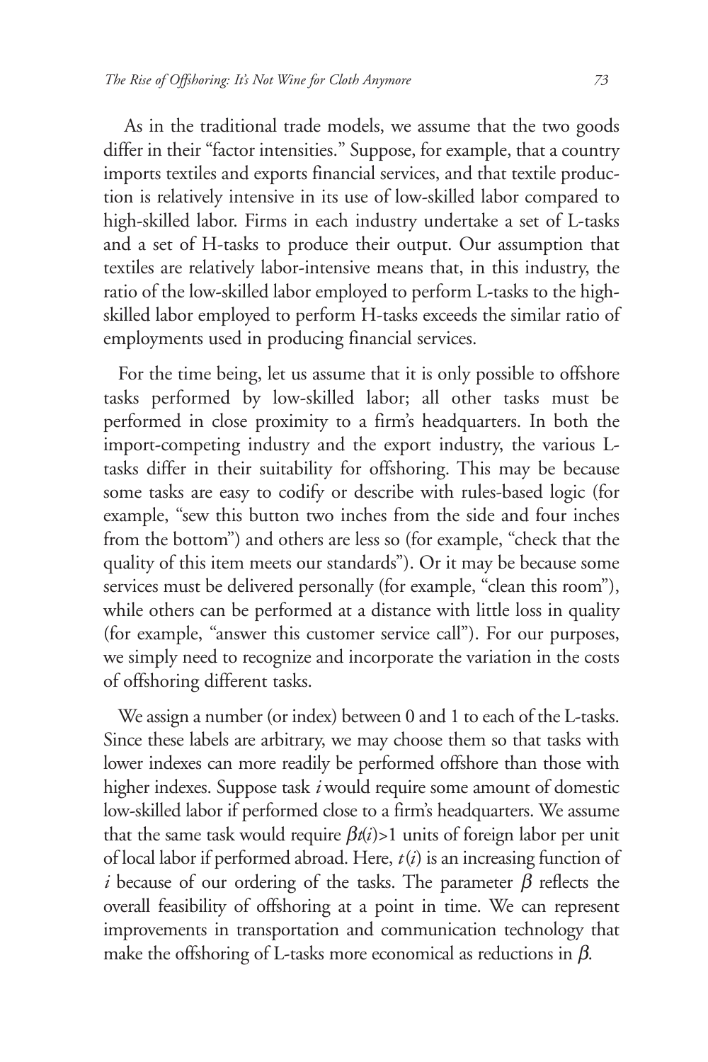As in the traditional trade models, we assume that the two goods differ in their "factor intensities." Suppose, for example, that a country imports textiles and exports financial services, and that textile production is relatively intensive in its use of low-skilled labor compared to high-skilled labor. Firms in each industry undertake a set of L-tasks and a set of H-tasks to produce their output. Our assumption that textiles are relatively labor-intensive means that, in this industry, the ratio of the low-skilled labor employed to perform L-tasks to the high-skilled labor employed to perform H-tasks exceeds the similar ratio of employments used in producing financial services.

For the time being, let us assume that it is only possible to offshore tasks performed by low-skilled labor; all other tasks must be performed in close proximity to a firm's headquarters. In both the import-competing industry and the export industry, the various L-tasks differ in their suitability for offshoring. This may be because some tasks are easy to codify or describe with rules-based logic (for example, "sew this button two inches from the side and four inches from the bottom") and others are less so (for example, "check that the quality of this item meets our standards"). Or it may be because some services must be delivered personally (for example, "clean this room"), while others can be performed at a distance with little loss in quality (for example, "answer this customer service call"). For our purposes, we simply need to recognize and incorporate the variation in the costs of offshoring different tasks.

We assign a number (or index) between 0 and 1 to each of the L-tasks. Since these labels are arbitrary, we may choose them so that tasks with lower indexes can more readily be performed offshore than those with higher indexes. Suppose task $i$ would require some amount of domestic low-skilled labor if performed close to a firm's headquarters. We assume that the same task would require $\beta t(i)>1$ units of foreign labor per unit of local labor if performed abroad. Here, $t(i)$ is an increasing function of $i$ because of our ordering of the tasks. The parameter $\beta$ reflects the overall feasibility of offshoring at a point in time. We can represent improvements in transportation and communication technology that make the offshoring of L-tasks more economical as reductions in $\beta$.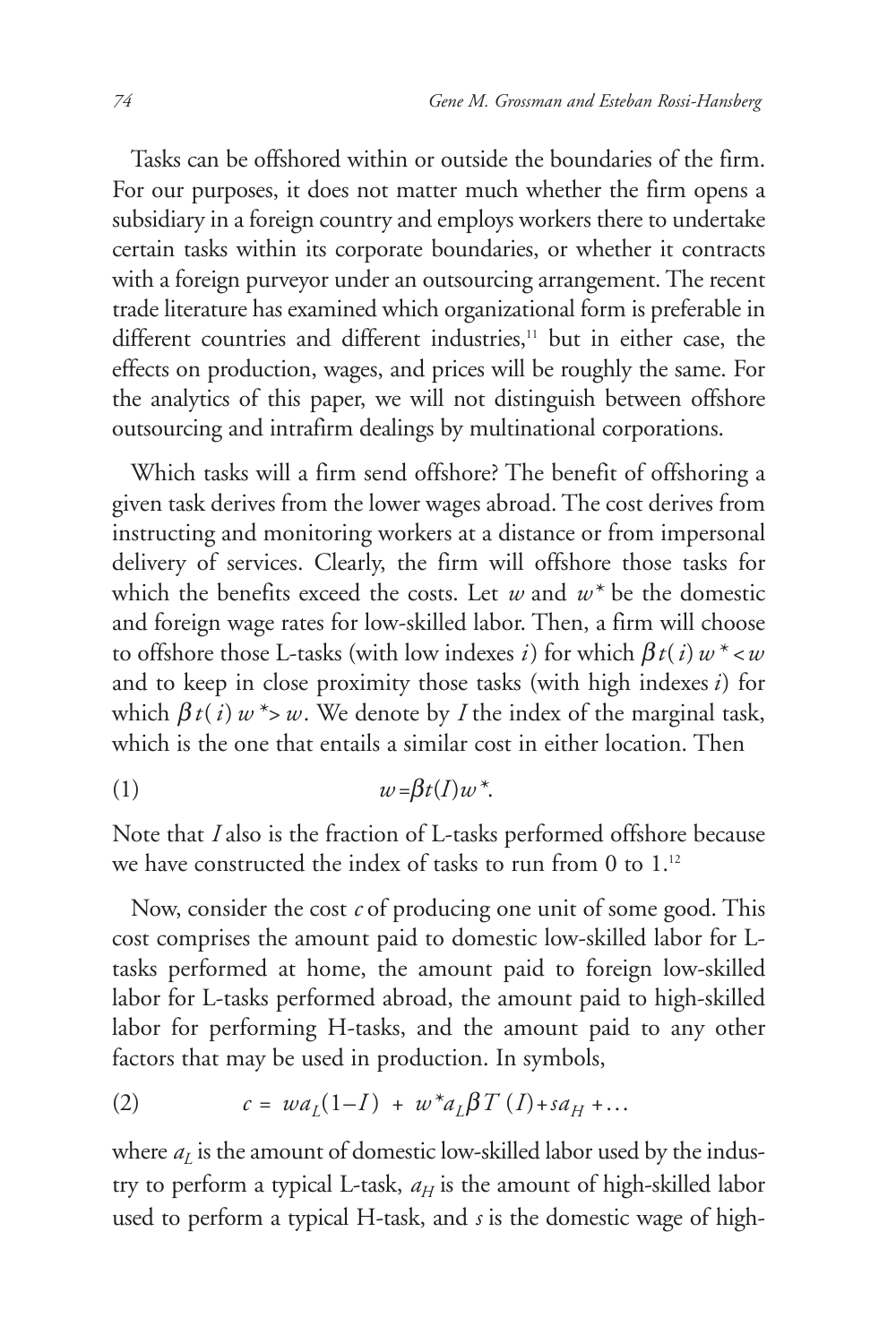Tasks can be offshored within or outside the boundaries of the firm. For our purposes, it does not matter much whether the firm opens a subsidiary in a foreign country and employs workers there to undertake certain tasks within its corporate boundaries, or whether it contracts with a foreign purveyor under an outsourcing arrangement. The recent trade literature has examined which organizational form is preferable in different countries and different industries,[11] but in either case, the effects on production, wages, and prices will be roughly the same. For the analytics of this paper, we will not distinguish between offshore outsourcing and intrafirm dealings by multinational corporations.

Which tasks will a firm send offshore? The benefit of offshoring a given task derives from the lower wages abroad. The cost derives from instructing and monitoring workers at a distance or from impersonal delivery of services. Clearly, the firm will offshore those tasks for which the benefits exceed the costs. Let $w$ and $w^*$ be the domestic and foreign wage rates for low-skilled labor. Then, a firm will choose to offshore those L-tasks (with low indexes $i$) for which $\beta t(i) w^* < w$ and to keep in close proximity those tasks (with high indexes $i$) for which $\beta t(i) w^* > w$. We denote by $I$ the index of the marginal task, which is the one that entails a similar cost in either location. Then

$$w = \beta t(I) w^*. \tag{1}$$

Note that $I$ also is the fraction of L-tasks performed offshore because we have constructed the index of tasks to run from 0 to 1.[12]

Now, consider the cost $c$ of producing one unit of some good. This cost comprises the amount paid to domestic low-skilled labor for L-tasks performed at home, the amount paid to foreign low-skilled labor for L-tasks performed abroad, the amount paid to high-skilled labor for performing H-tasks, and the amount paid to any other factors that may be used in production. In symbols,

$$c = w a_L (1 - I) + w^* a_L \beta T(I) + s a_H + \ldots \tag{2}$$

where $a_L$ is the amount of domestic low-skilled labor used by the industry to perform a typical L-task, $a_H$ is the amount of high-skilled labor used to perform a typical H-task, and $s$ is the domestic wage of high-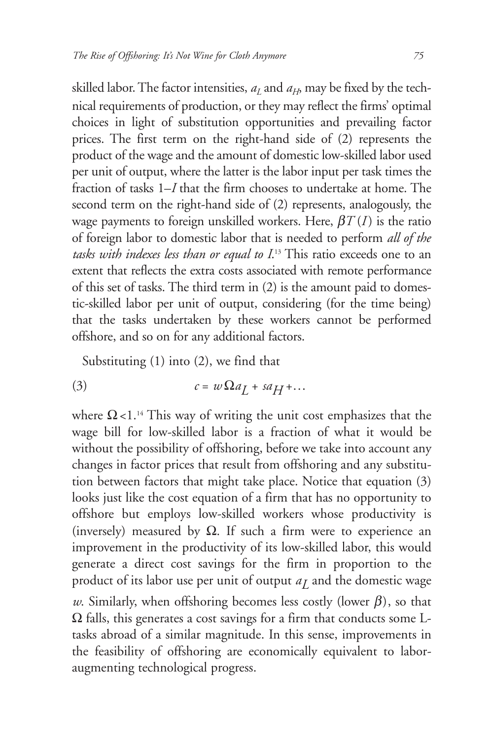skilled labor. The factor intensities, $a_L$ and $a_H$, may be fixed by the technical requirements of production, or they may reflect the firms' optimal choices in light of substitution opportunities and prevailing factor prices. The first term on the right-hand side of (2) represents the product of the wage and the amount of domestic low-skilled labor used per unit of output, where the latter is the labor input per task times the fraction of tasks $1–I$ that the firm chooses to undertake at home. The second term on the right-hand side of (2) represents, analogously, the wage payments to foreign unskilled workers. Here, $\beta T(I)$ is the ratio of foreign labor to domestic labor that is needed to perform *all of the tasks with indexes less than or equal to I*.[13] This ratio exceeds one to an extent that reflects the extra costs associated with remote performance of this set of tasks. The third term in (2) is the amount paid to domestic-skilled labor per unit of output, considering (for the time being) that the tasks undertaken by these workers cannot be performed offshore, and so on for any additional factors.

Substituting (1) into (2), we find that

$$c = w\Omega a_L + sa_H + \ldots \tag{3}$$

where $\Omega < 1$.[14] This way of writing the unit cost emphasizes that the wage bill for low-skilled labor is a fraction of what it would be without the possibility of offshoring, before we take into account any changes in factor prices that result from offshoring and any substitution between factors that might take place. Notice that equation (3) looks just like the cost equation of a firm that has no opportunity to offshore but employs low-skilled workers whose productivity is (inversely) measured by $\Omega$. If such a firm were to experience an improvement in the productivity of its low-skilled labor, this would generate a direct cost savings for the firm in proportion to the product of its labor use per unit of output $a_L$ and the domestic wage $w$. Similarly, when offshoring becomes less costly (lower $\beta$), so that $\Omega$ falls, this generates a cost savings for a firm that conducts some L-tasks abroad of a similar magnitude. In this sense, improvements in the feasibility of offshoring are economically equivalent to labor-augmenting technological progress.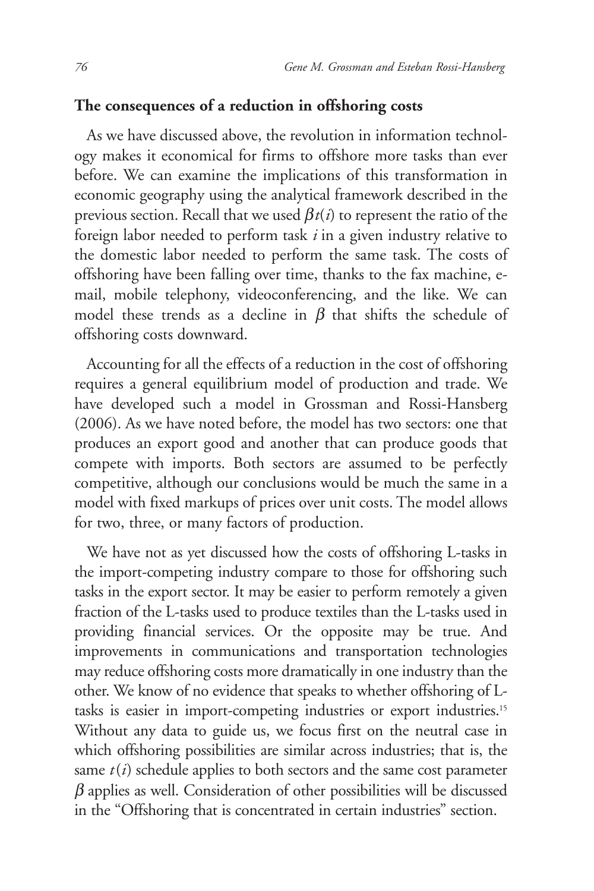### The consequences of a reduction in offshoring costs

As we have discussed above, the revolution in information technology makes it economical for firms to offshore more tasks than ever before. We can examine the implications of this transformation in economic geography using the analytical framework described in the previous section. Recall that we used $\beta t(i)$ to represent the ratio of the foreign labor needed to perform task $i$ in a given industry relative to the domestic labor needed to perform the same task. The costs of offshoring have been falling over time, thanks to the fax machine, e-mail, mobile telephony, videoconferencing, and the like. We can model these trends as a decline in $\beta$ that shifts the schedule of offshoring costs downward.

Accounting for all the effects of a reduction in the cost of offshoring requires a general equilibrium model of production and trade. We have developed such a model in Grossman and Rossi-Hansberg (2006). As we have noted before, the model has two sectors: one that produces an export good and another that can produce goods that compete with imports. Both sectors are assumed to be perfectly competitive, although our conclusions would be much the same in a model with fixed markups of prices over unit costs. The model allows for two, three, or many factors of production.

We have not as yet discussed how the costs of offshoring L-tasks in the import-competing industry compare to those for offshoring such tasks in the export sector. It may be easier to perform remotely a given fraction of the L-tasks used to produce textiles than the L-tasks used in providing financial services. Or the opposite may be true. And improvements in communications and transportation technologies may reduce offshoring costs more dramatically in one industry than the other. We know of no evidence that speaks to whether offshoring of L-tasks is easier in import-competing industries or export industries.[15] Without any data to guide us, we focus first on the neutral case in which offshoring possibilities are similar across industries; that is, the same $t(i)$ schedule applies to both sectors and the same cost parameter $\beta$ applies as well. Consideration of other possibilities will be discussed in the "Offshoring that is concentrated in certain industries" section.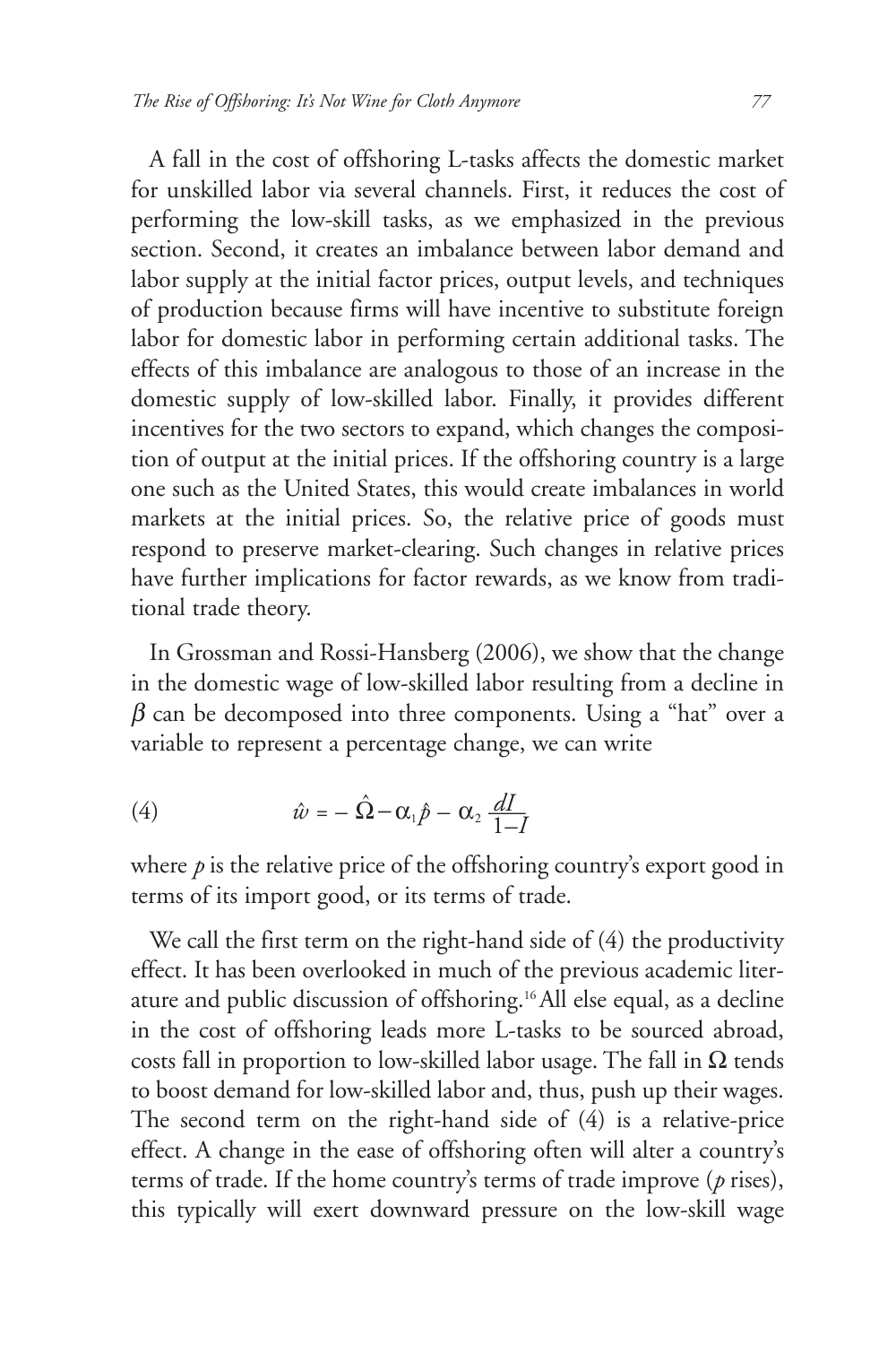A fall in the cost of offshoring L-tasks affects the domestic market for unskilled labor via several channels. First, it reduces the cost of performing the low-skill tasks, as we emphasized in the previous section. Second, it creates an imbalance between labor demand and labor supply at the initial factor prices, output levels, and techniques of production because firms will have incentive to substitute foreign labor for domestic labor in performing certain additional tasks. The effects of this imbalance are analogous to those of an increase in the domestic supply of low-skilled labor. Finally, it provides different incentives for the two sectors to expand, which changes the composition of output at the initial prices. If the offshoring country is a large one such as the United States, this would create imbalances in world markets at the initial prices. So, the relative price of goods must respond to preserve market-clearing. Such changes in relative prices have further implications for factor rewards, as we know from traditional trade theory.

In Grossman and Rossi-Hansberg (2006), we show that the change in the domestic wage of low-skilled labor resulting from a decline in $\beta$ can be decomposed into three components. Using a "hat" over a variable to represent a percentage change, we can write

$$\hat{w} = -\hat{\Omega} - \alpha_1 \hat{p} - \alpha_2 \frac{dI}{1-I} \tag{4}$$

where $p$ is the relative price of the offshoring country's export good in terms of its import good, or its terms of trade.

We call the first term on the right-hand side of (4) the productivity effect. It has been overlooked in much of the previous academic literature and public discussion of offshoring.[16] All else equal, as a decline in the cost of offshoring leads more L-tasks to be sourced abroad, costs fall in proportion to low-skilled labor usage. The fall in $\Omega$ tends to boost demand for low-skilled labor and, thus, push up their wages. The second term on the right-hand side of (4) is a relative-price effect. A change in the ease of offshoring often will alter a country's terms of trade. If the home country's terms of trade improve ($p$ rises), this typically will exert downward pressure on the low-skill wage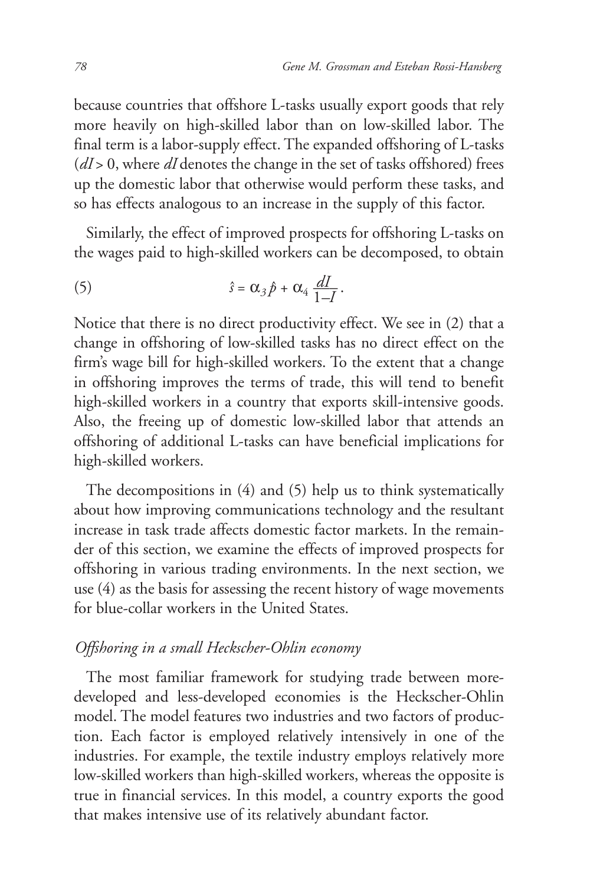because countries that offshore L-tasks usually export goods that rely more heavily on high-skilled labor than on low-skilled labor. The final term is a labor-supply effect. The expanded offshoring of L-tasks ($dI > 0$, where $dI$ denotes the change in the set of tasks offshored) frees up the domestic labor that otherwise would perform these tasks, and so has effects analogous to an increase in the supply of this factor.

Similarly, the effect of improved prospects for offshoring L-tasks on the wages paid to high-skilled workers can be decomposed, to obtain

$$\hat{s} = \alpha_3 \hat{p} + \alpha_4 \frac{dI}{1-I}. \tag{5}$$

Notice that there is no direct productivity effect. We see in (2) that a change in offshoring of low-skilled tasks has no direct effect on the firm's wage bill for high-skilled workers. To the extent that a change in offshoring improves the terms of trade, this will tend to benefit high-skilled workers in a country that exports skill-intensive goods. Also, the freeing up of domestic low-skilled labor that attends an offshoring of additional L-tasks can have beneficial implications for high-skilled workers.

The decompositions in (4) and (5) help us to think systematically about how improving communications technology and the resultant increase in task trade affects domestic factor markets. In the remainder of this section, we examine the effects of improved prospects for offshoring in various trading environments. In the next section, we use (4) as the basis for assessing the recent history of wage movements for blue-collar workers in the United States.

*Offshoring in a small Heckscher-Ohlin economy*

The most familiar framework for studying trade between more-developed and less-developed economies is the Heckscher-Ohlin model. The model features two industries and two factors of production. Each factor is employed relatively intensively in one of the industries. For example, the textile industry employs relatively more low-skilled workers than high-skilled workers, whereas the opposite is true in financial services. In this model, a country exports the good that makes intensive use of its relatively abundant factor.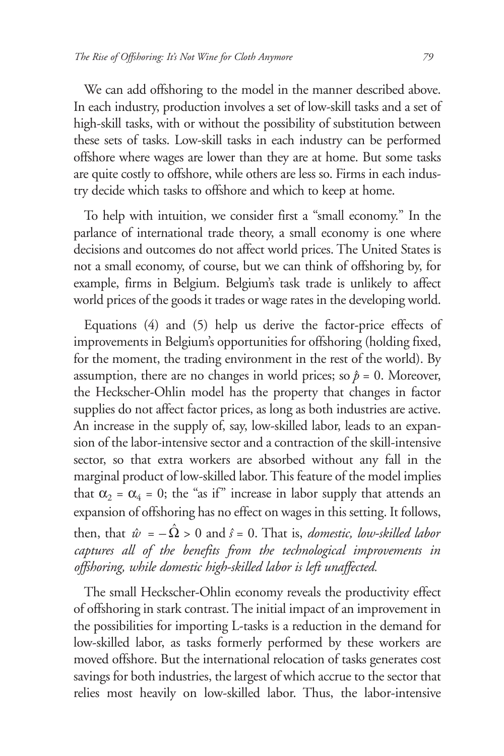We can add offshoring to the model in the manner described above. In each industry, production involves a set of low-skill tasks and a set of high-skill tasks, with or without the possibility of substitution between these sets of tasks. Low-skill tasks in each industry can be performed offshore where wages are lower than they are at home. But some tasks are quite costly to offshore, while others are less so. Firms in each industry decide which tasks to offshore and which to keep at home.

To help with intuition, we consider first a "small economy." In the parlance of international trade theory, a small economy is one where decisions and outcomes do not affect world prices. The United States is not a small economy, of course, but we can think of offshoring by, for example, firms in Belgium. Belgium's task trade is unlikely to affect world prices of the goods it trades or wage rates in the developing world.

Equations (4) and (5) help us derive the factor-price effects of improvements in Belgium's opportunities for offshoring (holding fixed, for the moment, the trading environment in the rest of the world). By assumption, there are no changes in world prices; so $\hat{p} = 0$. Moreover, the Heckscher-Ohlin model has the property that changes in factor supplies do not affect factor prices, as long as both industries are active. An increase in the supply of, say, low-skilled labor, leads to an expansion of the labor-intensive sector and a contraction of the skill-intensive sector, so that extra workers are absorbed without any fall in the marginal product of low-skilled labor. This feature of the model implies that $\alpha_2 = \alpha_4 = 0$; the "as if" increase in labor supply that attends an expansion of offshoring has no effect on wages in this setting. It follows, then, that $\hat{w} = -\hat{\Omega} > 0$ and $\hat{s} = 0$. That is, *domestic, low-skilled labor captures all of the benefits from the technological improvements in offshoring, while domestic high-skilled labor is left unaffected.*

The small Heckscher-Ohlin economy reveals the productivity effect of offshoring in stark contrast. The initial impact of an improvement in the possibilities for importing L-tasks is a reduction in the demand for low-skilled labor, as tasks formerly performed by these workers are moved offshore. But the international relocation of tasks generates cost savings for both industries, the largest of which accrue to the sector that relies most heavily on low-skilled labor. Thus, the labor-intensive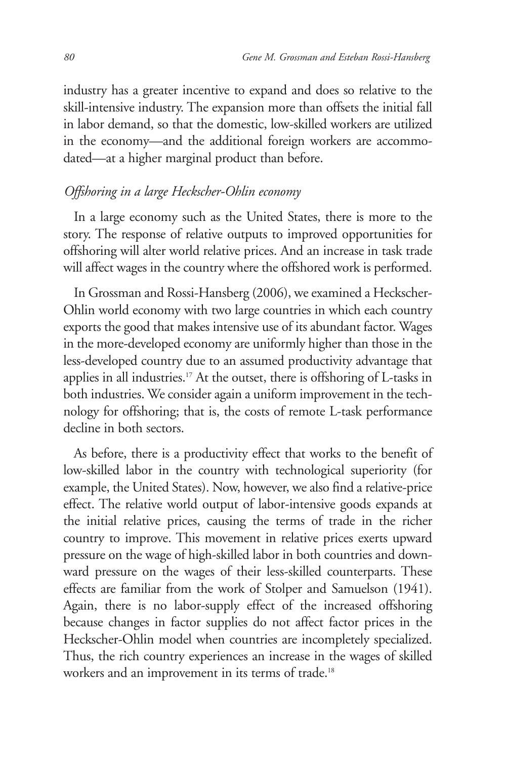industry has a greater incentive to expand and does so relative to the skill-intensive industry. The expansion more than offsets the initial fall in labor demand, so that the domestic, low-skilled workers are utilized in the economy—and the additional foreign workers are accommodated—at a higher marginal product than before.

### *Offshoring in a large Heckscher-Ohlin economy*

In a large economy such as the United States, there is more to the story. The response of relative outputs to improved opportunities for offshoring will alter world relative prices. And an increase in task trade will affect wages in the country where the offshored work is performed.

In Grossman and Rossi-Hansberg (2006), we examined a Heckscher-Ohlin world economy with two large countries in which each country exports the good that makes intensive use of its abundant factor. Wages in the more-developed economy are uniformly higher than those in the less-developed country due to an assumed productivity advantage that applies in all industries.[17] At the outset, there is offshoring of L-tasks in both industries. We consider again a uniform improvement in the technology for offshoring; that is, the costs of remote L-task performance decline in both sectors.

As before, there is a productivity effect that works to the benefit of low-skilled labor in the country with technological superiority (for example, the United States). Now, however, we also find a relative-price effect. The relative world output of labor-intensive goods expands at the initial relative prices, causing the terms of trade in the richer country to improve. This movement in relative prices exerts upward pressure on the wage of high-skilled labor in both countries and downward pressure on the wages of their less-skilled counterparts. These effects are familiar from the work of Stolper and Samuelson (1941). Again, there is no labor-supply effect of the increased offshoring because changes in factor supplies do not affect factor prices in the Heckscher-Ohlin model when countries are incompletely specialized. Thus, the rich country experiences an increase in the wages of skilled workers and an improvement in its terms of trade.[18]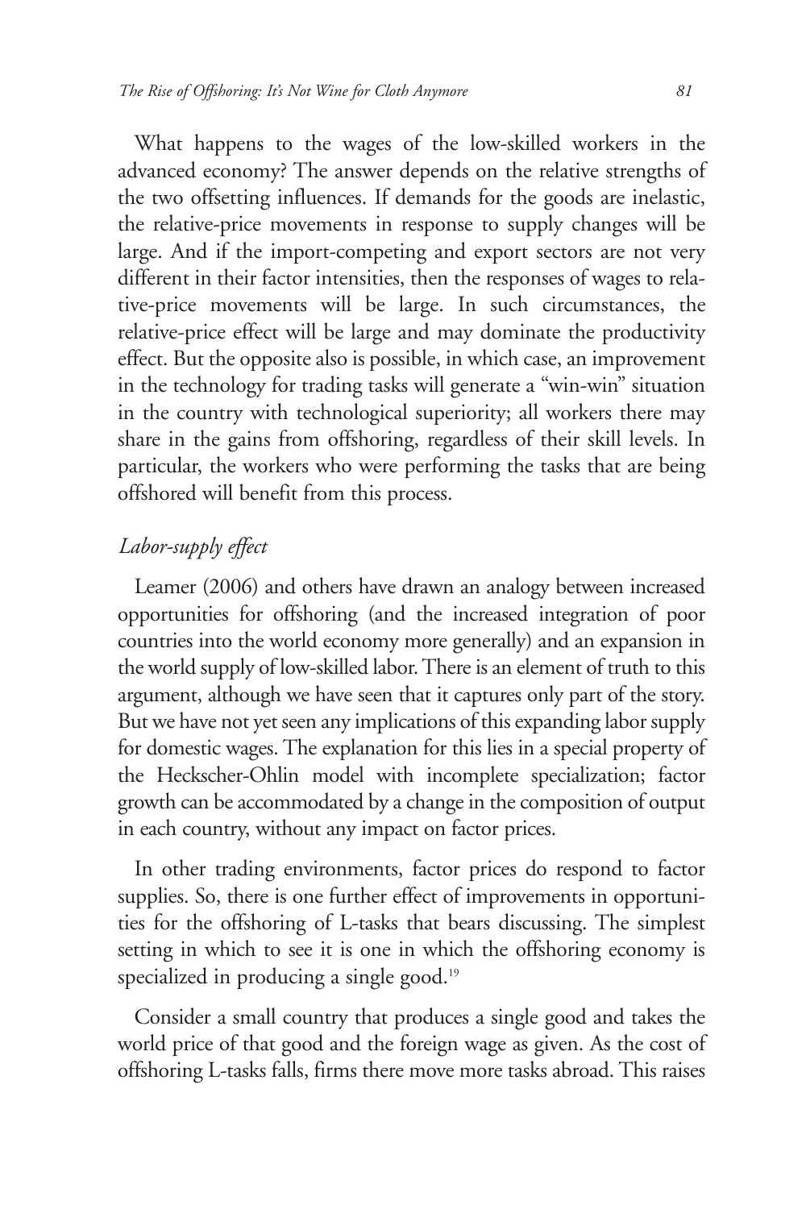What happens to the wages of the low-skilled workers in the advanced economy? The answer depends on the relative strengths of the two offsetting influences. If demands for the goods are inelastic, the relative-price movements in response to supply changes will be large. And if the import-competing and export sectors are not very different in their factor intensities, then the responses of wages to relative-price movements will be large. In such circumstances, the relative-price effect will be large and may dominate the productivity effect. But the opposite also is possible, in which case, an improvement in the technology for trading tasks will generate a "win-win" situation in the country with technological superiority; all workers there may share in the gains from offshoring, regardless of their skill levels. In particular, the workers who were performing the tasks that are being offshored will benefit from this process.

### *Labor-supply effect*

Leamer (2006) and others have drawn an analogy between increased opportunities for offshoring (and the increased integration of poor countries into the world economy more generally) and an expansion in the world supply of low-skilled labor. There is an element of truth to this argument, although we have seen that it captures only part of the story. But we have not yet seen any implications of this expanding labor supply for domestic wages. The explanation for this lies in a special property of the Heckscher-Ohlin model with incomplete specialization; factor growth can be accommodated by a change in the composition of output in each country, without any impact on factor prices.

In other trading environments, factor prices do respond to factor supplies. So, there is one further effect of improvements in opportunities for the offshoring of L-tasks that bears discussing. The simplest setting in which to see it is one in which the offshoring economy is specialized in producing a single good.[19]

Consider a small country that produces a single good and takes the world price of that good and the foreign wage as given. As the cost of offshoring L-tasks falls, firms there move more tasks abroad. This raises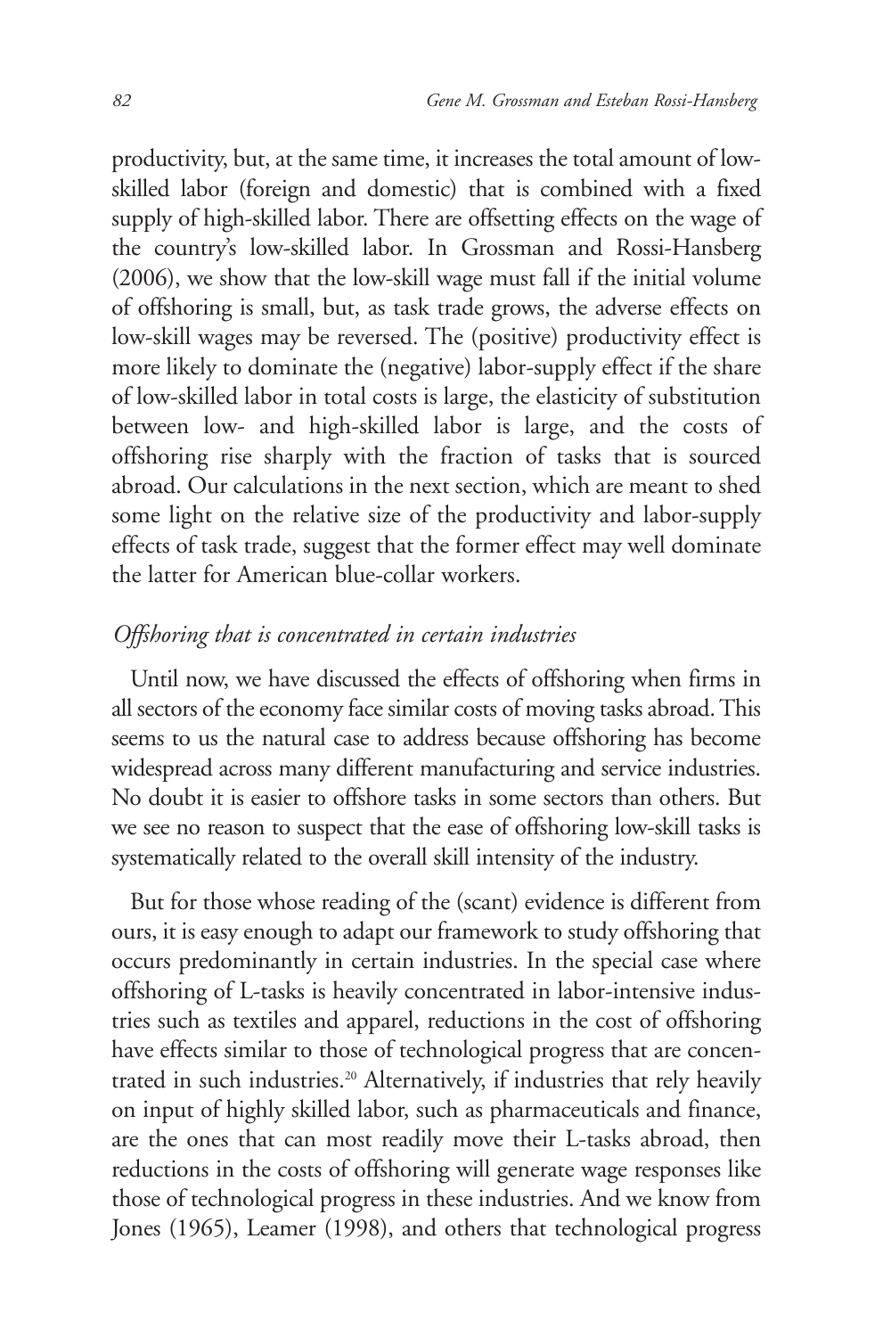productivity, but, at the same time, it increases the total amount of low-skilled labor (foreign and domestic) that is combined with a fixed supply of high-skilled labor. There are offsetting effects on the wage of the country's low-skilled labor. In Grossman and Rossi-Hansberg (2006), we show that the low-skill wage must fall if the initial volume of offshoring is small, but, as task trade grows, the adverse effects on low-skill wages may be reversed. The (positive) productivity effect is more likely to dominate the (negative) labor-supply effect if the share of low-skilled labor in total costs is large, the elasticity of substitution between low- and high-skilled labor is large, and the costs of offshoring rise sharply with the fraction of tasks that is sourced abroad. Our calculations in the next section, which are meant to shed some light on the relative size of the productivity and labor-supply effects of task trade, suggest that the former effect may well dominate the latter for American blue-collar workers.

*Offshoring that is concentrated in certain industries*

Until now, we have discussed the effects of offshoring when firms in all sectors of the economy face similar costs of moving tasks abroad. This seems to us the natural case to address because offshoring has become widespread across many different manufacturing and service industries. No doubt it is easier to offshore tasks in some sectors than others. But we see no reason to suspect that the ease of offshoring low-skill tasks is systematically related to the overall skill intensity of the industry.

But for those whose reading of the (scant) evidence is different from ours, it is easy enough to adapt our framework to study offshoring that occurs predominantly in certain industries. In the special case where offshoring of L-tasks is heavily concentrated in labor-intensive industries such as textiles and apparel, reductions in the cost of offshoring have effects similar to those of technological progress that are concentrated in such industries.[20] Alternatively, if industries that rely heavily on input of highly skilled labor, such as pharmaceuticals and finance, are the ones that can most readily move their L-tasks abroad, then reductions in the costs of offshoring will generate wage responses like those of technological progress in these industries. And we know from Jones (1965), Leamer (1998), and others that technological progress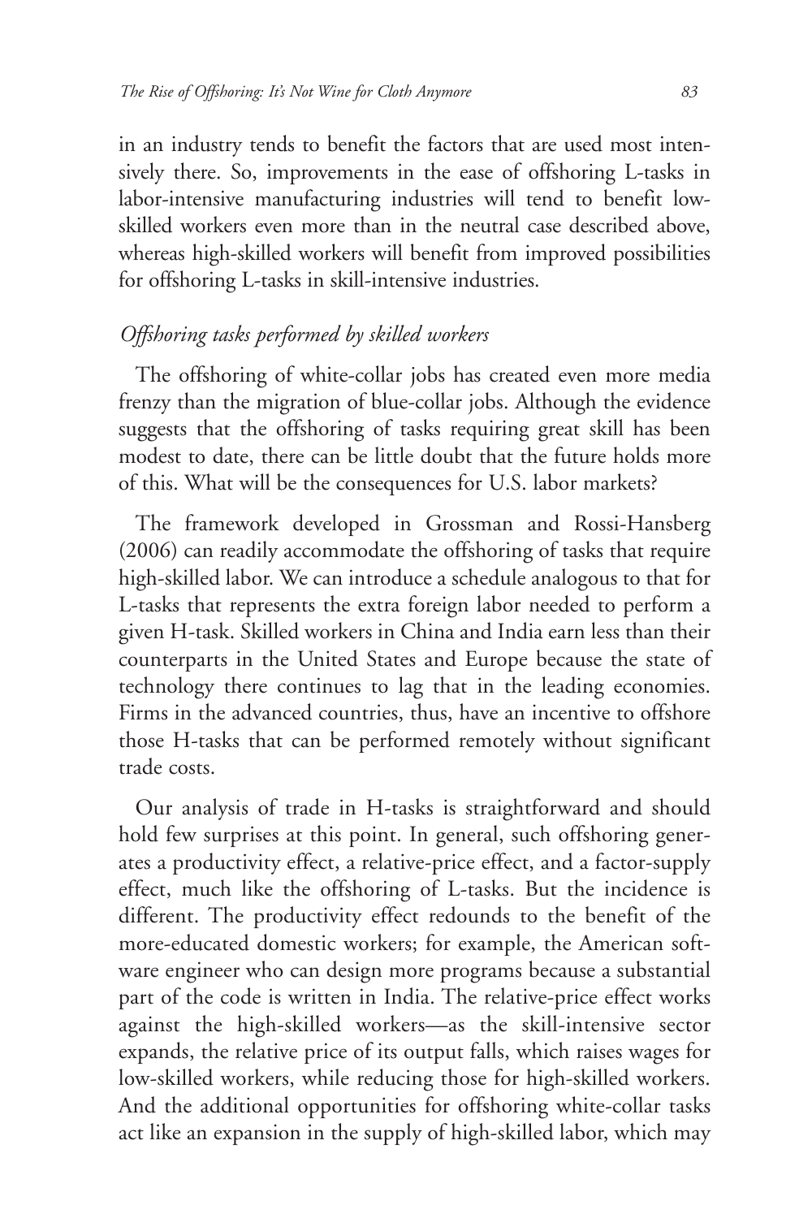in an industry tends to benefit the factors that are used most intensively there. So, improvements in the ease of offshoring L-tasks in labor-intensive manufacturing industries will tend to benefit low-skilled workers even more than in the neutral case described above, whereas high-skilled workers will benefit from improved possibilities for offshoring L-tasks in skill-intensive industries.

### *Offshoring tasks performed by skilled workers*

The offshoring of white-collar jobs has created even more media frenzy than the migration of blue-collar jobs. Although the evidence suggests that the offshoring of tasks requiring great skill has been modest to date, there can be little doubt that the future holds more of this. What will be the consequences for U.S. labor markets?

The framework developed in Grossman and Rossi-Hansberg (2006) can readily accommodate the offshoring of tasks that require high-skilled labor. We can introduce a schedule analogous to that for L-tasks that represents the extra foreign labor needed to perform a given H-task. Skilled workers in China and India earn less than their counterparts in the United States and Europe because the state of technology there continues to lag that in the leading economies. Firms in the advanced countries, thus, have an incentive to offshore those H-tasks that can be performed remotely without significant trade costs.

Our analysis of trade in H-tasks is straightforward and should hold few surprises at this point. In general, such offshoring generates a productivity effect, a relative-price effect, and a factor-supply effect, much like the offshoring of L-tasks. But the incidence is different. The productivity effect redounds to the benefit of the more-educated domestic workers; for example, the American software engineer who can design more programs because a substantial part of the code is written in India. The relative-price effect works against the high-skilled workers—as the skill-intensive sector expands, the relative price of its output falls, which raises wages for low-skilled workers, while reducing those for high-skilled workers. And the additional opportunities for offshoring white-collar tasks act like an expansion in the supply of high-skilled labor, which may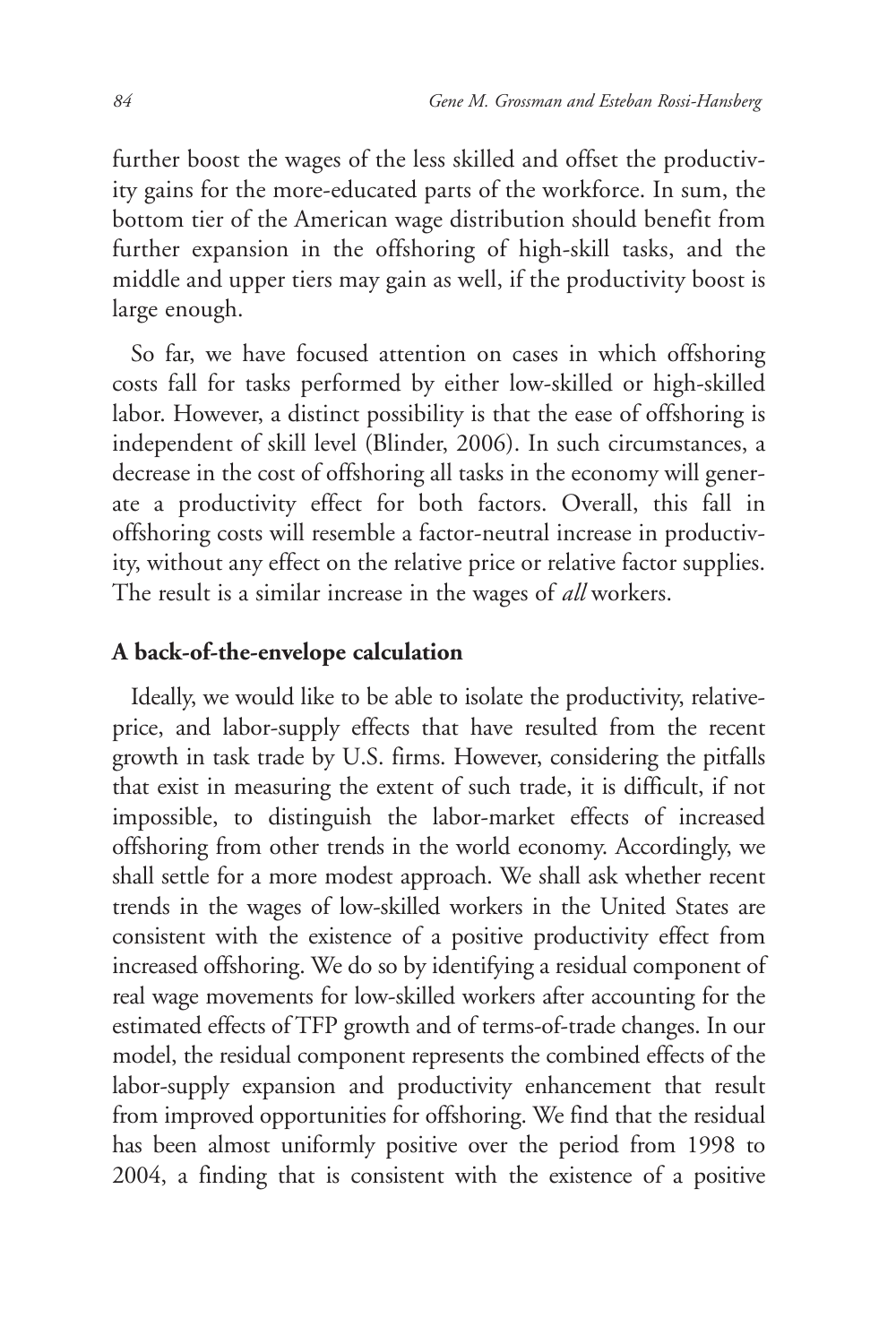further boost the wages of the less skilled and offset the productivity gains for the more-educated parts of the workforce. In sum, the bottom tier of the American wage distribution should benefit from further expansion in the offshoring of high-skill tasks, and the middle and upper tiers may gain as well, if the productivity boost is large enough.

So far, we have focused attention on cases in which offshoring costs fall for tasks performed by either low-skilled or high-skilled labor. However, a distinct possibility is that the ease of offshoring is independent of skill level (Blinder, 2006). In such circumstances, a decrease in the cost of offshoring all tasks in the economy will generate a productivity effect for both factors. Overall, this fall in offshoring costs will resemble a factor-neutral increase in productivity, without any effect on the relative price or relative factor supplies. The result is a similar increase in the wages of *all* workers.

### A back-of-the-envelope calculation

Ideally, we would like to be able to isolate the productivity, relative-price, and labor-supply effects that have resulted from the recent growth in task trade by U.S. firms. However, considering the pitfalls that exist in measuring the extent of such trade, it is difficult, if not impossible, to distinguish the labor-market effects of increased offshoring from other trends in the world economy. Accordingly, we shall settle for a more modest approach. We shall ask whether recent trends in the wages of low-skilled workers in the United States are consistent with the existence of a positive productivity effect from increased offshoring. We do so by identifying a residual component of real wage movements for low-skilled workers after accounting for the estimated effects of TFP growth and of terms-of-trade changes. In our model, the residual component represents the combined effects of the labor-supply expansion and productivity enhancement that result from improved opportunities for offshoring. We find that the residual has been almost uniformly positive over the period from 1998 to 2004, a finding that is consistent with the existence of a positive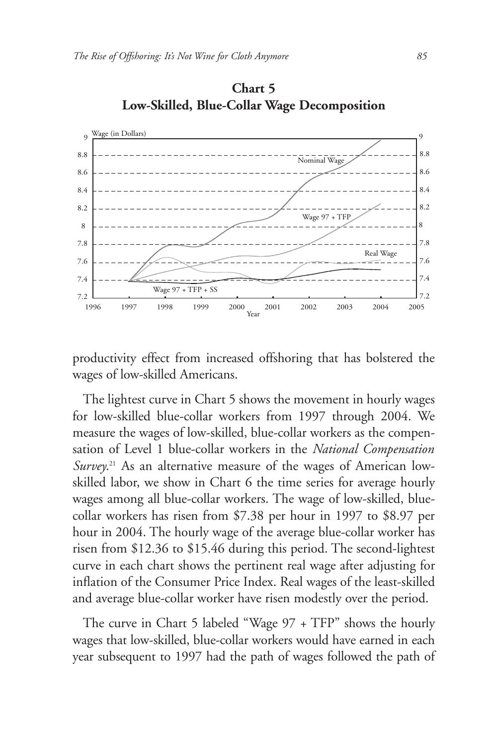**Chart 5**
**Low-Skilled, Blue-Collar Wage Decomposition**

productivity effect from increased offshoring that has bolstered the wages of low-skilled Americans.

The lightest curve in Chart 5 shows the movement in hourly wages for low-skilled blue-collar workers from 1997 through 2004. We measure the wages of low-skilled, blue-collar workers as the compensation of Level 1 blue-collar workers in the *National Compensation Survey*.[21] As an alternative measure of the wages of American low-skilled labor, we show in Chart 6 the time series for average hourly wages among all blue-collar workers. The wage of low-skilled, blue-collar workers has risen from $7.38 per hour in 1997 to $8.97 per hour in 2004. The hourly wage of the average blue-collar worker has risen from $12.36 to $15.46 during this period. The second-lightest curve in each chart shows the pertinent real wage after adjusting for inflation of the Consumer Price Index. Real wages of the least-skilled and average blue-collar worker have risen modestly over the period.

The curve in Chart 5 labeled "Wage 97 + TFP" shows the hourly wages that low-skilled, blue-collar workers would have earned in each year subsequent to 1997 had the path of wages followed the path of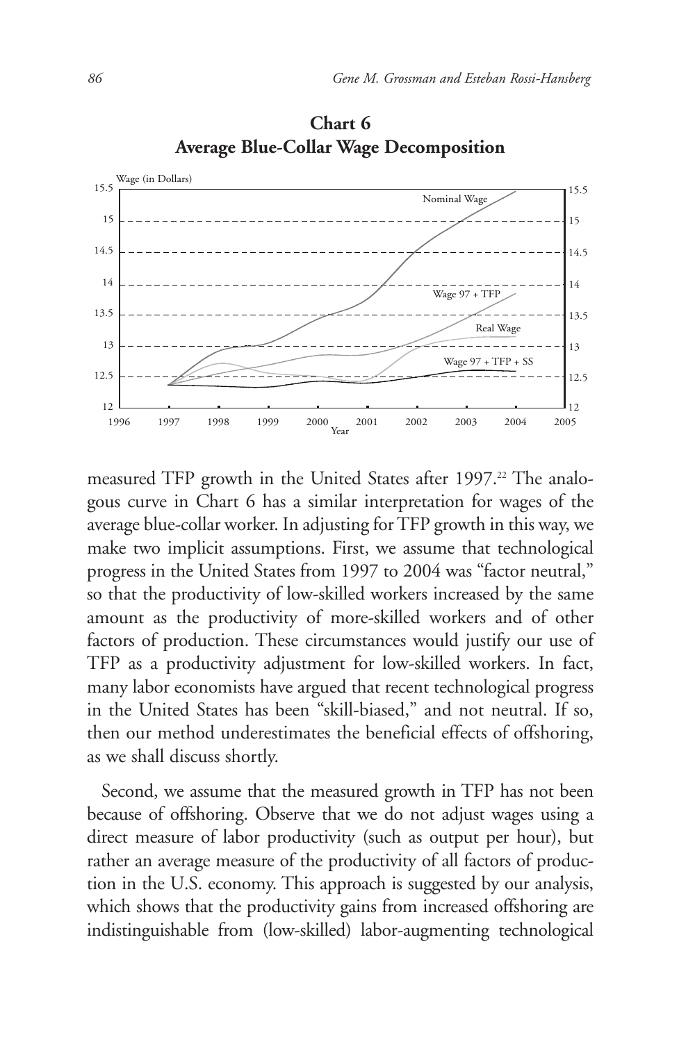**Chart 6**
**Average Blue-Collar Wage Decomposition**

measured TFP growth in the United States after 1997.[22] The analogous curve in Chart 6 has a similar interpretation for wages of the average blue-collar worker. In adjusting for TFP growth in this way, we make two implicit assumptions. First, we assume that technological progress in the United States from 1997 to 2004 was "factor neutral," so that the productivity of low-skilled workers increased by the same amount as the productivity of more-skilled workers and of other factors of production. These circumstances would justify our use of TFP as a productivity adjustment for low-skilled workers. In fact, many labor economists have argued that recent technological progress in the United States has been "skill-biased," and not neutral. If so, then our method underestimates the beneficial effects of offshoring, as we shall discuss shortly.

Second, we assume that the measured growth in TFP has not been because of offshoring. Observe that we do not adjust wages using a direct measure of labor productivity (such as output per hour), but rather an average measure of the productivity of all factors of production in the U.S. economy. This approach is suggested by our analysis, which shows that the productivity gains from increased offshoring are indistinguishable from (low-skilled) labor-augmenting technological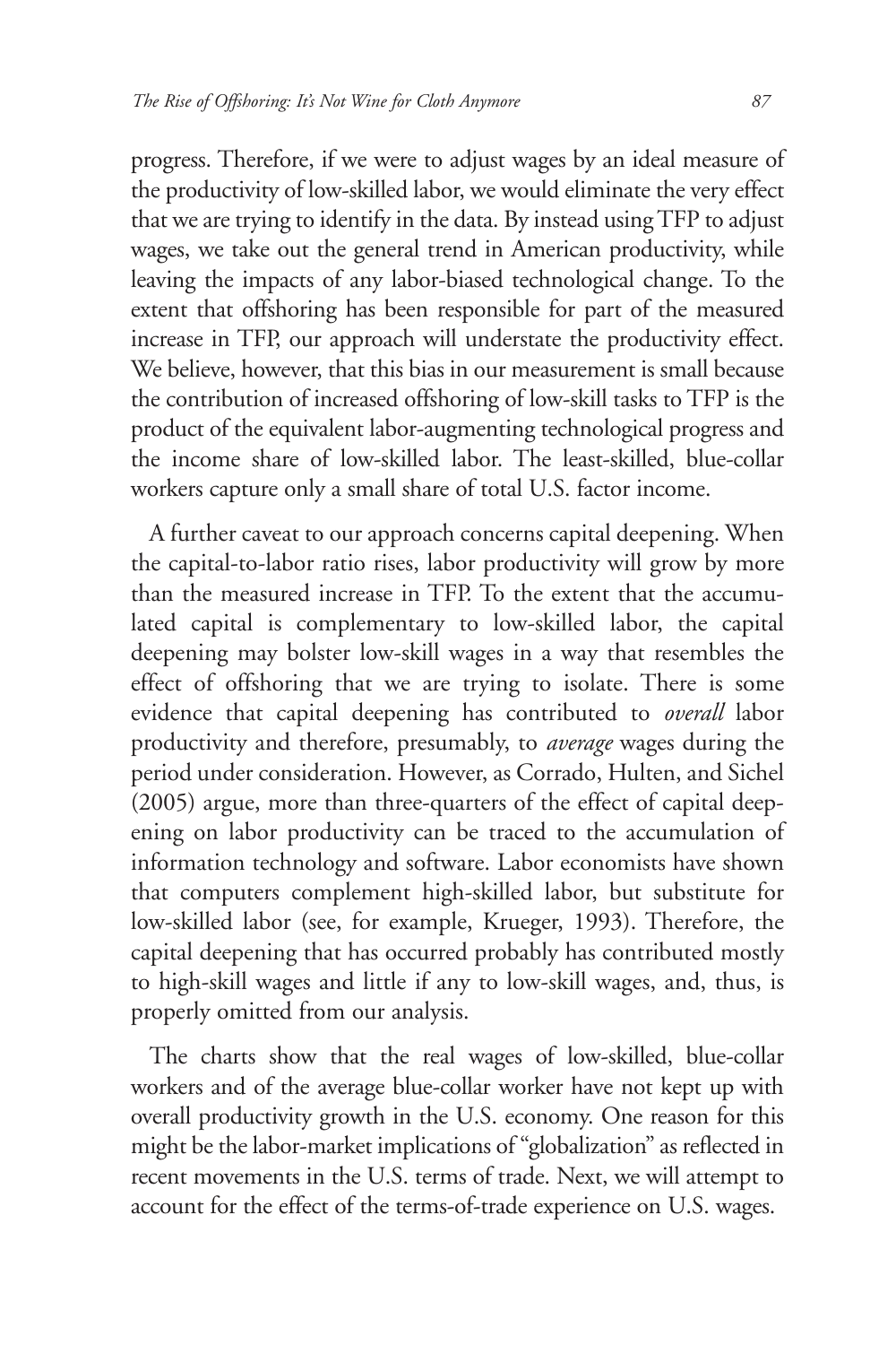progress. Therefore, if we were to adjust wages by an ideal measure of the productivity of low-skilled labor, we would eliminate the very effect that we are trying to identify in the data. By instead using TFP to adjust wages, we take out the general trend in American productivity, while leaving the impacts of any labor-biased technological change. To the extent that offshoring has been responsible for part of the measured increase in TFP, our approach will understate the productivity effect. We believe, however, that this bias in our measurement is small because the contribution of increased offshoring of low-skill tasks to TFP is the product of the equivalent labor-augmenting technological progress and the income share of low-skilled labor. The least-skilled, blue-collar workers capture only a small share of total U.S. factor income.

A further caveat to our approach concerns capital deepening. When the capital-to-labor ratio rises, labor productivity will grow by more than the measured increase in TFP. To the extent that the accumulated capital is complementary to low-skilled labor, the capital deepening may bolster low-skill wages in a way that resembles the effect of offshoring that we are trying to isolate. There is some evidence that capital deepening has contributed to *overall* labor productivity and therefore, presumably, to *average* wages during the period under consideration. However, as Corrado, Hulten, and Sichel (2005) argue, more than three-quarters of the effect of capital deepening on labor productivity can be traced to the accumulation of information technology and software. Labor economists have shown that computers complement high-skilled labor, but substitute for low-skilled labor (see, for example, Krueger, 1993). Therefore, the capital deepening that has occurred probably has contributed mostly to high-skill wages and little if any to low-skill wages, and, thus, is properly omitted from our analysis.

The charts show that the real wages of low-skilled, blue-collar workers and of the average blue-collar worker have not kept up with overall productivity growth in the U.S. economy. One reason for this might be the labor-market implications of "globalization" as reflected in recent movements in the U.S. terms of trade. Next, we will attempt to account for the effect of the terms-of-trade experience on U.S. wages.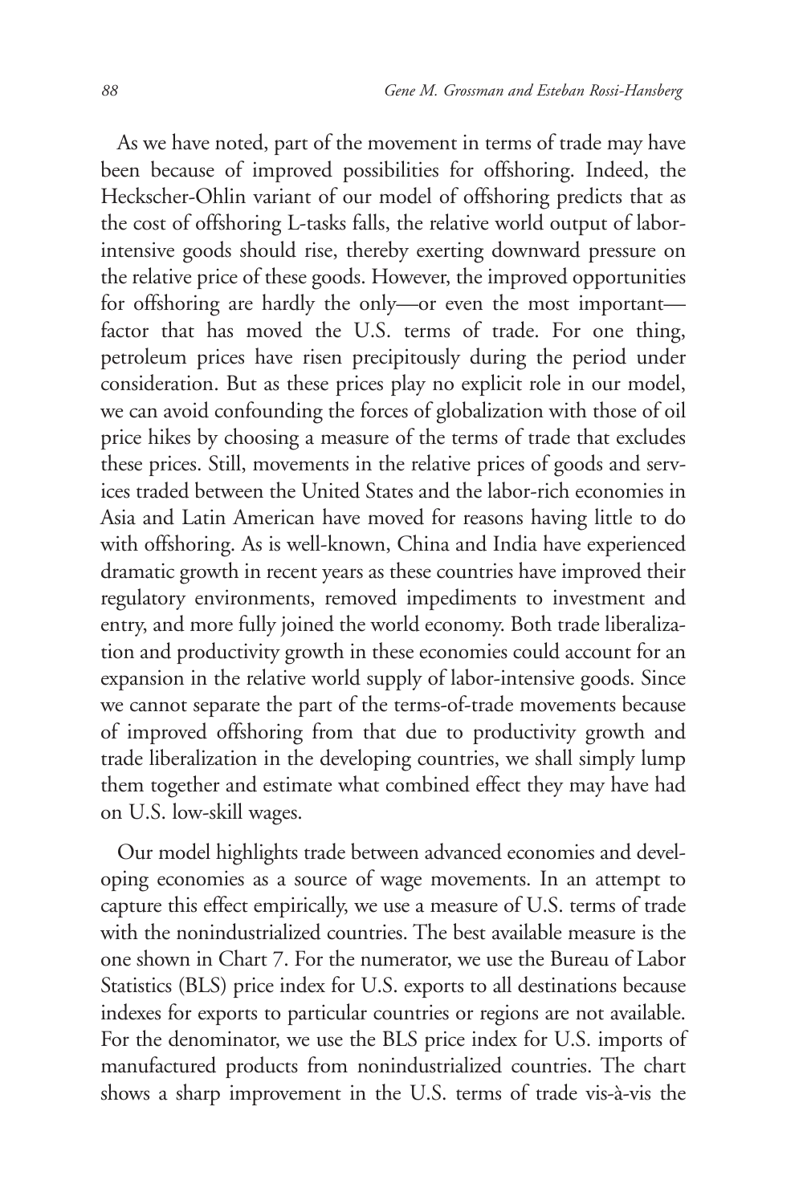As we have noted, part of the movement in terms of trade may have been because of improved possibilities for offshoring. Indeed, the Heckscher-Ohlin variant of our model of offshoring predicts that as the cost of offshoring L-tasks falls, the relative world output of labor-intensive goods should rise, thereby exerting downward pressure on the relative price of these goods. However, the improved opportunities for offshoring are hardly the only—or even the most important—factor that has moved the U.S. terms of trade. For one thing, petroleum prices have risen precipitously during the period under consideration. But as these prices play no explicit role in our model, we can avoid confounding the forces of globalization with those of oil price hikes by choosing a measure of the terms of trade that excludes these prices. Still, movements in the relative prices of goods and services traded between the United States and the labor-rich economies in Asia and Latin American have moved for reasons having little to do with offshoring. As is well-known, China and India have experienced dramatic growth in recent years as these countries have improved their regulatory environments, removed impediments to investment and entry, and more fully joined the world economy. Both trade liberalization and productivity growth in these economies could account for an expansion in the relative world supply of labor-intensive goods. Since we cannot separate the part of the terms-of-trade movements because of improved offshoring from that due to productivity growth and trade liberalization in the developing countries, we shall simply lump them together and estimate what combined effect they may have had on U.S. low-skill wages.

Our model highlights trade between advanced economies and developing economies as a source of wage movements. In an attempt to capture this effect empirically, we use a measure of U.S. terms of trade with the nonindustrialized countries. The best available measure is the one shown in Chart 7. For the numerator, we use the Bureau of Labor Statistics (BLS) price index for U.S. exports to all destinations because indexes for exports to particular countries or regions are not available. For the denominator, we use the BLS price index for U.S. imports of manufactured products from nonindustrialized countries. The chart shows a sharp improvement in the U.S. terms of trade vis-à-vis the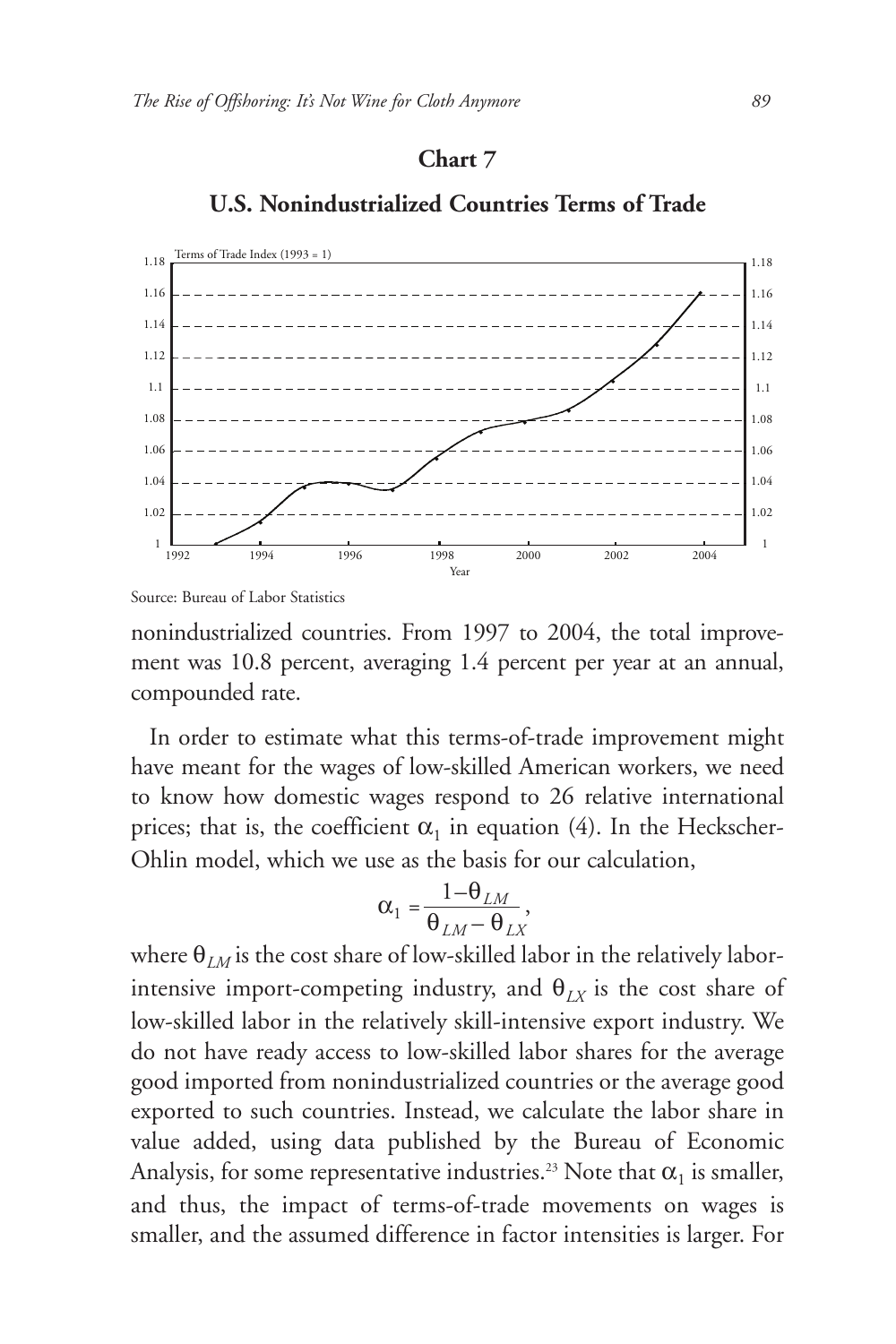**Chart 7**

**U.S. Nonindustrialized Countries Terms of Trade**

Source: Bureau of Labor Statistics

nonindustrialized countries. From 1997 to 2004, the total improvement was 10.8 percent, averaging 1.4 percent per year at an annual, compounded rate.

In order to estimate what this terms-of-trade improvement might have meant for the wages of low-skilled American workers, we need to know how domestic wages respond to 26 relative international prices; that is, the coefficient $\alpha_1$ in equation (4). In the Heckscher-Ohlin model, which we use as the basis for our calculation,

$$\alpha_1 = \frac{1-\theta_{LM}}{\theta_{LM}-\theta_{LX}},$$

where $\theta_{LM}$ is the cost share of low-skilled labor in the relatively labor-intensive import-competing industry, and $\theta_{LX}$ is the cost share of low-skilled labor in the relatively skill-intensive export industry. We do not have ready access to low-skilled labor shares for the average good imported from nonindustrialized countries or the average good exported to such countries. Instead, we calculate the labor share in value added, using data published by the Bureau of Economic Analysis, for some representative industries.[23] Note that $\alpha_1$ is smaller, and thus, the impact of terms-of-trade movements on wages is smaller, and the assumed difference in factor intensities is larger. For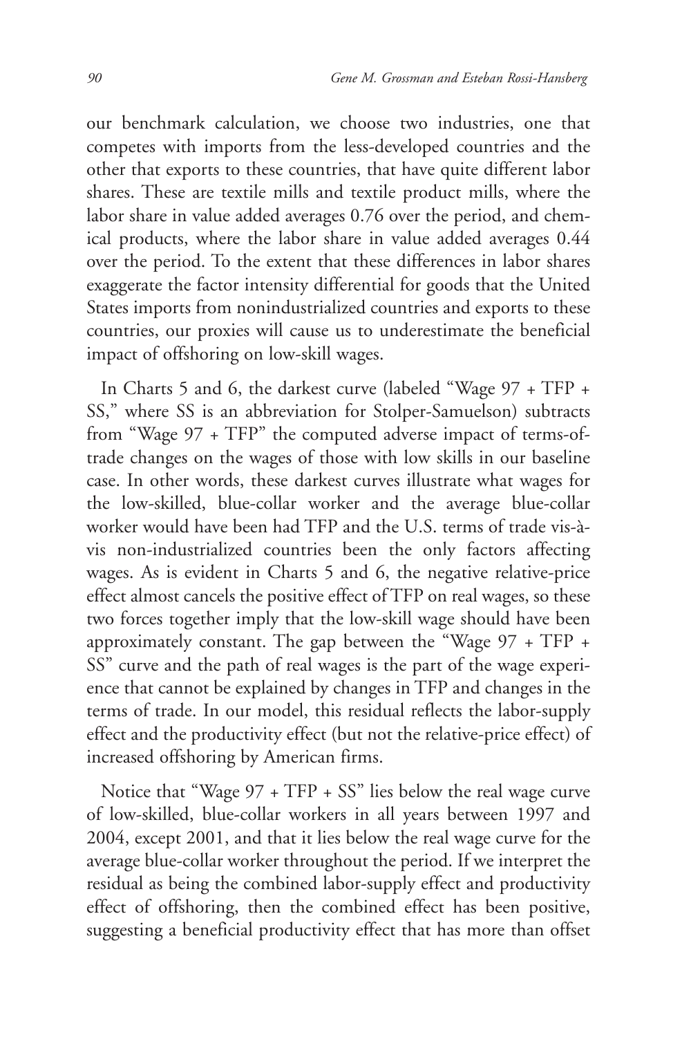our benchmark calculation, we choose two industries, one that competes with imports from the less-developed countries and the other that exports to these countries, that have quite different labor shares. These are textile mills and textile product mills, where the labor share in value added averages 0.76 over the period, and chemical products, where the labor share in value added averages 0.44 over the period. To the extent that these differences in labor shares exaggerate the factor intensity differential for goods that the United States imports from nonindustrialized countries and exports to these countries, our proxies will cause us to underestimate the beneficial impact of offshoring on low-skill wages.

In Charts 5 and 6, the darkest curve (labeled "Wage 97 + TFP + SS," where SS is an abbreviation for Stolper-Samuelson) subtracts from "Wage 97 + TFP" the computed adverse impact of terms-of-trade changes on the wages of those with low skills in our baseline case. In other words, these darkest curves illustrate what wages for the low-skilled, blue-collar worker and the average blue-collar worker would have been had TFP and the U.S. terms of trade vis-à-vis non-industrialized countries been the only factors affecting wages. As is evident in Charts 5 and 6, the negative relative-price effect almost cancels the positive effect of TFP on real wages, so these two forces together imply that the low-skill wage should have been approximately constant. The gap between the "Wage 97 + TFP + SS" curve and the path of real wages is the part of the wage experience that cannot be explained by changes in TFP and changes in the terms of trade. In our model, this residual reflects the labor-supply effect and the productivity effect (but not the relative-price effect) of increased offshoring by American firms.

Notice that "Wage 97 + TFP + SS" lies below the real wage curve of low-skilled, blue-collar workers in all years between 1997 and 2004, except 2001, and that it lies below the real wage curve for the average blue-collar worker throughout the period. If we interpret the residual as being the combined labor-supply effect and productivity effect of offshoring, then the combined effect has been positive, suggesting a beneficial productivity effect that has more than offset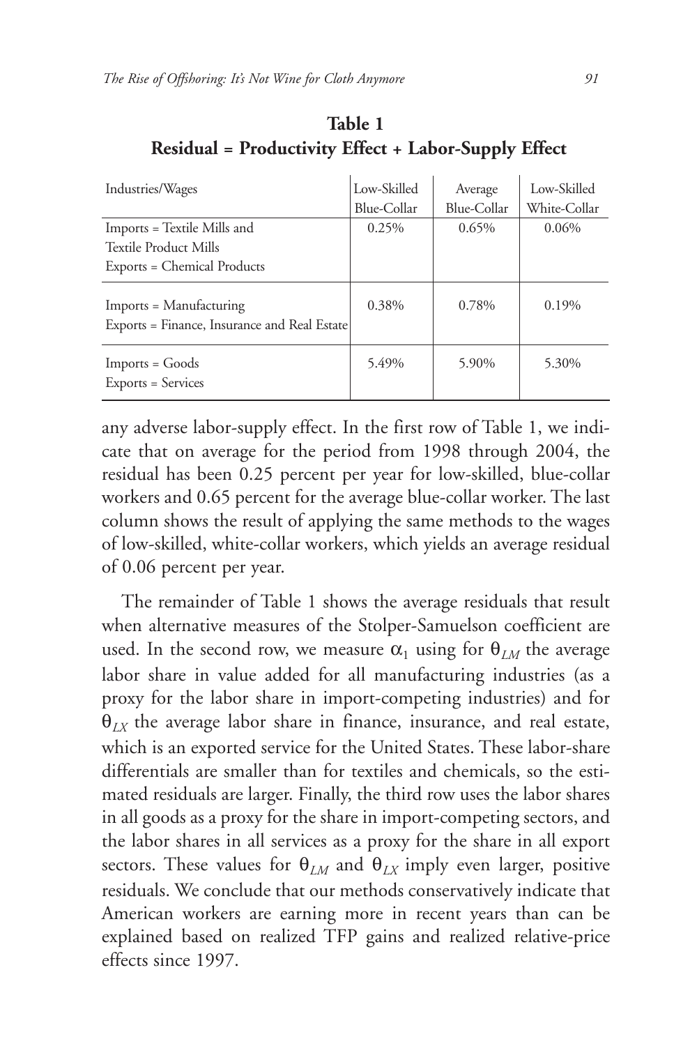**Table 1**
**Residual = Productivity Effect + Labor-Supply Effect**

| Industries/Wages | Low-Skilled Blue-Collar | Average Blue-Collar | Low-Skilled White-Collar |
|---|---|---|---|
| Imports = Textile Mills and Textile Product Mills<br>Exports = Chemical Products | 0.25% | 0.65% | 0.06% |
| Imports = Manufacturing<br>Exports = Finance, Insurance and Real Estate | 0.38% | 0.78% | 0.19% |
| Imports = Goods<br>Exports = Services | 5.49% | 5.90% | 5.30% |

any adverse labor-supply effect. In the first row of Table 1, we indicate that on average for the period from 1998 through 2004, the residual has been 0.25 percent per year for low-skilled, blue-collar workers and 0.65 percent for the average blue-collar worker. The last column shows the result of applying the same methods to the wages of low-skilled, white-collar workers, which yields an average residual of 0.06 percent per year.

The remainder of Table 1 shows the average residuals that result when alternative measures of the Stolper-Samuelson coefficient are used. In the second row, we measure $\alpha_1$ using for $\theta_{LM}$ the average labor share in value added for all manufacturing industries (as a proxy for the labor share in import-competing industries) and for $\theta_{LX}$ the average labor share in finance, insurance, and real estate, which is an exported service for the United States. These labor-share differentials are smaller than for textiles and chemicals, so the estimated residuals are larger. Finally, the third row uses the labor shares in all goods as a proxy for the share in import-competing sectors, and the labor shares in all services as a proxy for the share in all export sectors. These values for $\theta_{LM}$ and $\theta_{LX}$ imply even larger, positive residuals. We conclude that our methods conservatively indicate that American workers are earning more in recent years than can be explained based on realized TFP gains and realized relative-price effects since 1997.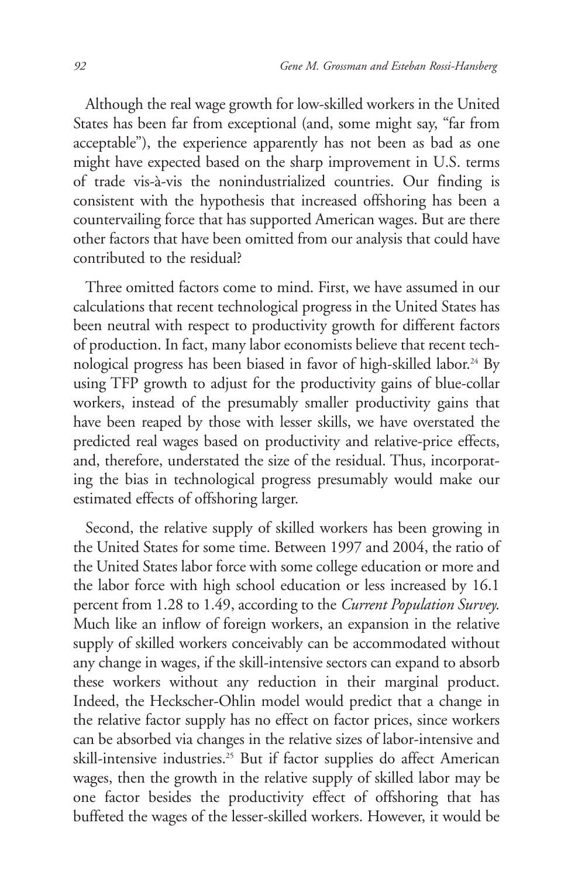Although the real wage growth for low-skilled workers in the United States has been far from exceptional (and, some might say, "far from acceptable"), the experience apparently has not been as bad as one might have expected based on the sharp improvement in U.S. terms of trade vis-à-vis the nonindustrialized countries. Our finding is consistent with the hypothesis that increased offshoring has been a countervailing force that has supported American wages. But are there other factors that have been omitted from our analysis that could have contributed to the residual?

Three omitted factors come to mind. First, we have assumed in our calculations that recent technological progress in the United States has been neutral with respect to productivity growth for different factors of production. In fact, many labor economists believe that recent technological progress has been biased in favor of high-skilled labor.[24] By using TFP growth to adjust for the productivity gains of blue-collar workers, instead of the presumably smaller productivity gains that have been reaped by those with lesser skills, we have overstated the predicted real wages based on productivity and relative-price effects, and, therefore, understated the size of the residual. Thus, incorporating the bias in technological progress presumably would make our estimated effects of offshoring larger.

Second, the relative supply of skilled workers has been growing in the United States for some time. Between 1997 and 2004, the ratio of the United States labor force with some college education or more and the labor force with high school education or less increased by 16.1 percent from 1.28 to 1.49, according to the *Current Population Survey*. Much like an inflow of foreign workers, an expansion in the relative supply of skilled workers conceivably can be accommodated without any change in wages, if the skill-intensive sectors can expand to absorb these workers without any reduction in their marginal product. Indeed, the Heckscher-Ohlin model would predict that a change in the relative factor supply has no effect on factor prices, since workers can be absorbed via changes in the relative sizes of labor-intensive and skill-intensive industries.[25] But if factor supplies do affect American wages, then the growth in the relative supply of skilled labor may be one factor besides the productivity effect of offshoring that has buffeted the wages of the lesser-skilled workers. However, it would be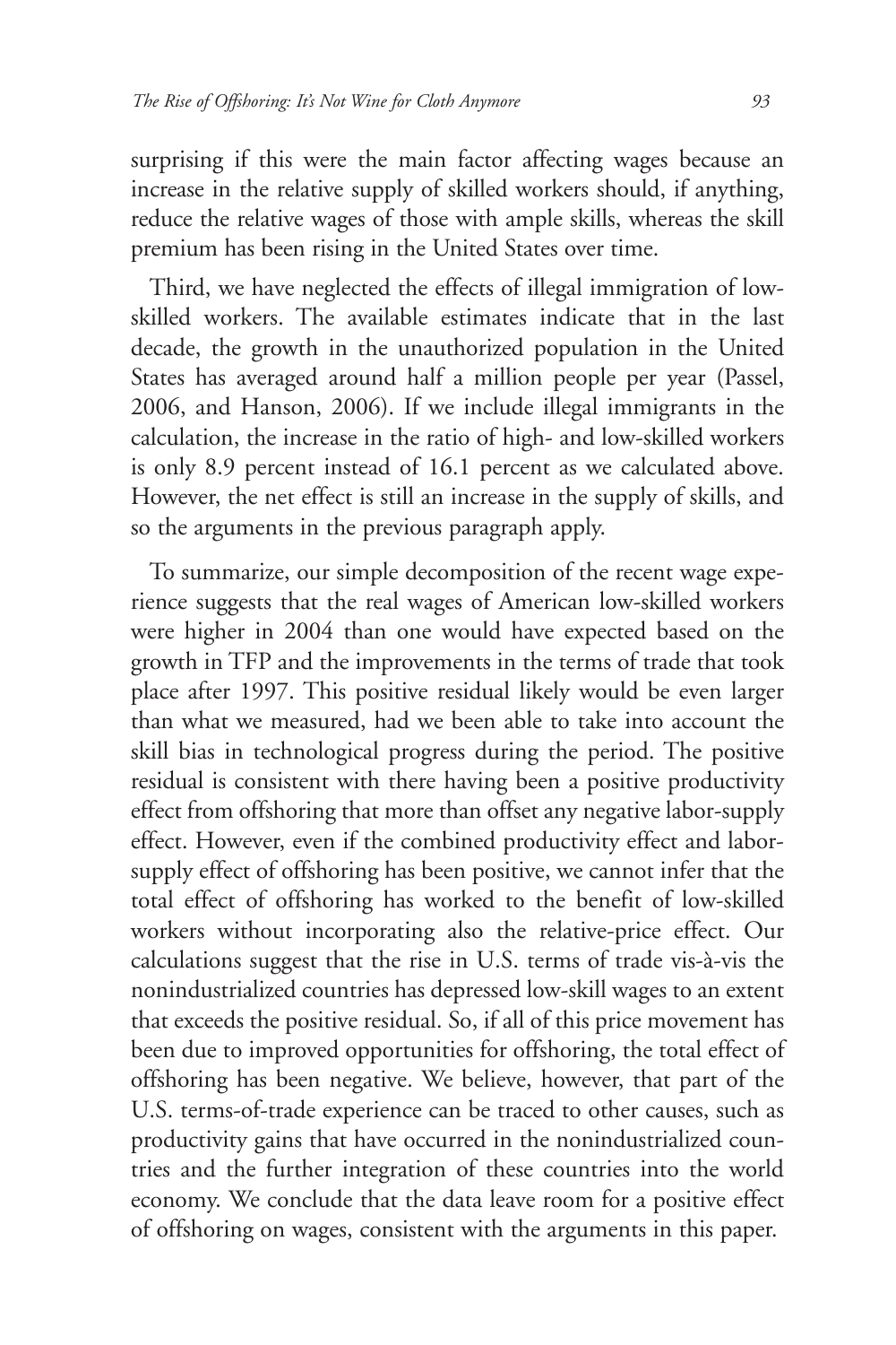surprising if this were the main factor affecting wages because an increase in the relative supply of skilled workers should, if anything, reduce the relative wages of those with ample skills, whereas the skill premium has been rising in the United States over time.

Third, we have neglected the effects of illegal immigration of low-skilled workers. The available estimates indicate that in the last decade, the growth in the unauthorized population in the United States has averaged around half a million people per year (Passel, 2006, and Hanson, 2006). If we include illegal immigrants in the calculation, the increase in the ratio of high- and low-skilled workers is only 8.9 percent instead of 16.1 percent as we calculated above. However, the net effect is still an increase in the supply of skills, and so the arguments in the previous paragraph apply.

To summarize, our simple decomposition of the recent wage experience suggests that the real wages of American low-skilled workers were higher in 2004 than one would have expected based on the growth in TFP and the improvements in the terms of trade that took place after 1997. This positive residual likely would be even larger than what we measured, had we been able to take into account the skill bias in technological progress during the period. The positive residual is consistent with there having been a positive productivity effect from offshoring that more than offset any negative labor-supply effect. However, even if the combined productivity effect and labor-supply effect of offshoring has been positive, we cannot infer that the total effect of offshoring has worked to the benefit of low-skilled workers without incorporating also the relative-price effect. Our calculations suggest that the rise in U.S. terms of trade vis-à-vis the nonindustrialized countries has depressed low-skill wages to an extent that exceeds the positive residual. So, if all of this price movement has been due to improved opportunities for offshoring, the total effect of offshoring has been negative. We believe, however, that part of the U.S. terms-of-trade experience can be traced to other causes, such as productivity gains that have occurred in the nonindustrialized countries and the further integration of these countries into the world economy. We conclude that the data leave room for a positive effect of offshoring on wages, consistent with the arguments in this paper.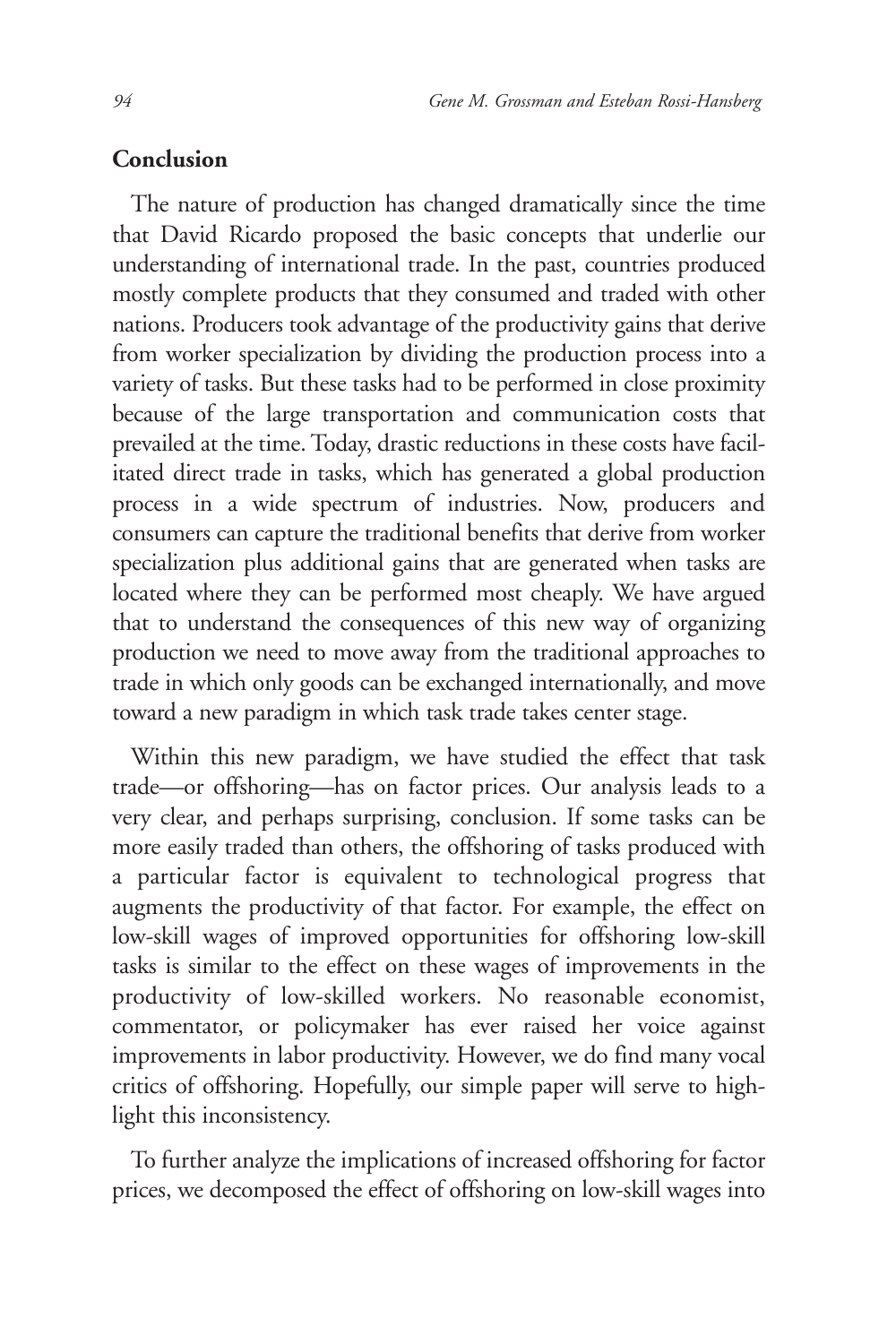## Conclusion

The nature of production has changed dramatically since the time that David Ricardo proposed the basic concepts that underlie our understanding of international trade. In the past, countries produced mostly complete products that they consumed and traded with other nations. Producers took advantage of the productivity gains that derive from worker specialization by dividing the production process into a variety of tasks. But these tasks had to be performed in close proximity because of the large transportation and communication costs that prevailed at the time. Today, drastic reductions in these costs have facilitated direct trade in tasks, which has generated a global production process in a wide spectrum of industries. Now, producers and consumers can capture the traditional benefits that derive from worker specialization plus additional gains that are generated when tasks are located where they can be performed most cheaply. We have argued that to understand the consequences of this new way of organizing production we need to move away from the traditional approaches to trade in which only goods can be exchanged internationally, and move toward a new paradigm in which task trade takes center stage.

Within this new paradigm, we have studied the effect that task trade—or offshoring—has on factor prices. Our analysis leads to a very clear, and perhaps surprising, conclusion. If some tasks can be more easily traded than others, the offshoring of tasks produced with a particular factor is equivalent to technological progress that augments the productivity of that factor. For example, the effect on low-skill wages of improved opportunities for offshoring low-skill tasks is similar to the effect on these wages of improvements in the productivity of low-skilled workers. No reasonable economist, commentator, or policymaker has ever raised her voice against improvements in labor productivity. However, we do find many vocal critics of offshoring. Hopefully, our simple paper will serve to highlight this inconsistency.

To further analyze the implications of increased offshoring for factor prices, we decomposed the effect of offshoring on low-skill wages into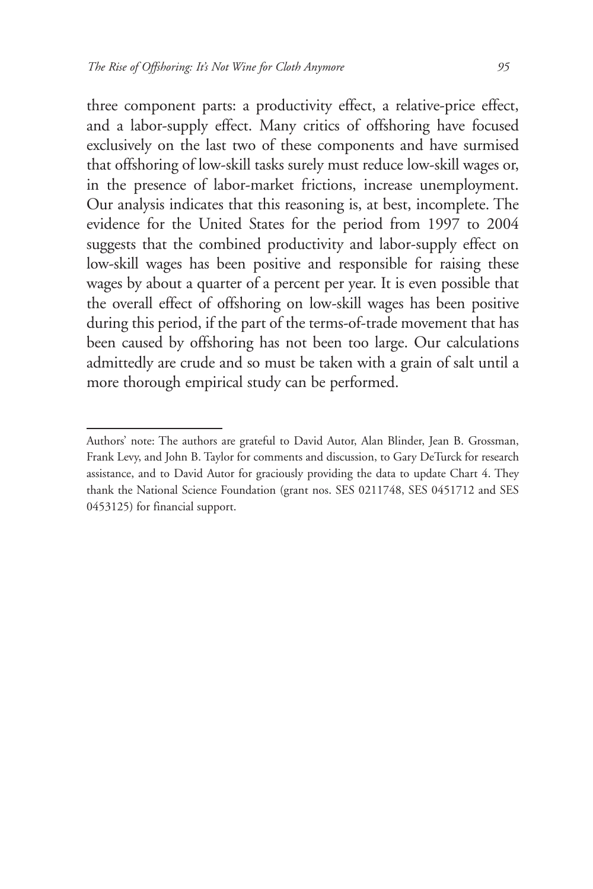three component parts: a productivity effect, a relative-price effect, and a labor-supply effect. Many critics of offshoring have focused exclusively on the last two of these components and have surmised that offshoring of low-skill tasks surely must reduce low-skill wages or, in the presence of labor-market frictions, increase unemployment. Our analysis indicates that this reasoning is, at best, incomplete. The evidence for the United States for the period from 1997 to 2004 suggests that the combined productivity and labor-supply effect on low-skill wages has been positive and responsible for raising these wages by about a quarter of a percent per year. It is even possible that the overall effect of offshoring on low-skill wages has been positive during this period, if the part of the terms-of-trade movement that has been caused by offshoring has not been too large. Our calculations admittedly are crude and so must be taken with a grain of salt until a more thorough empirical study can be performed.

---

Authors' note: The authors are grateful to David Autor, Alan Blinder, Jean B. Grossman, Frank Levy, and John B. Taylor for comments and discussion, to Gary DeTurck for research assistance, and to David Autor for graciously providing the data to update Chart 4. They thank the National Science Foundation (grant nos. SES 0211748, SES 0451712 and SES 0453125) for financial support.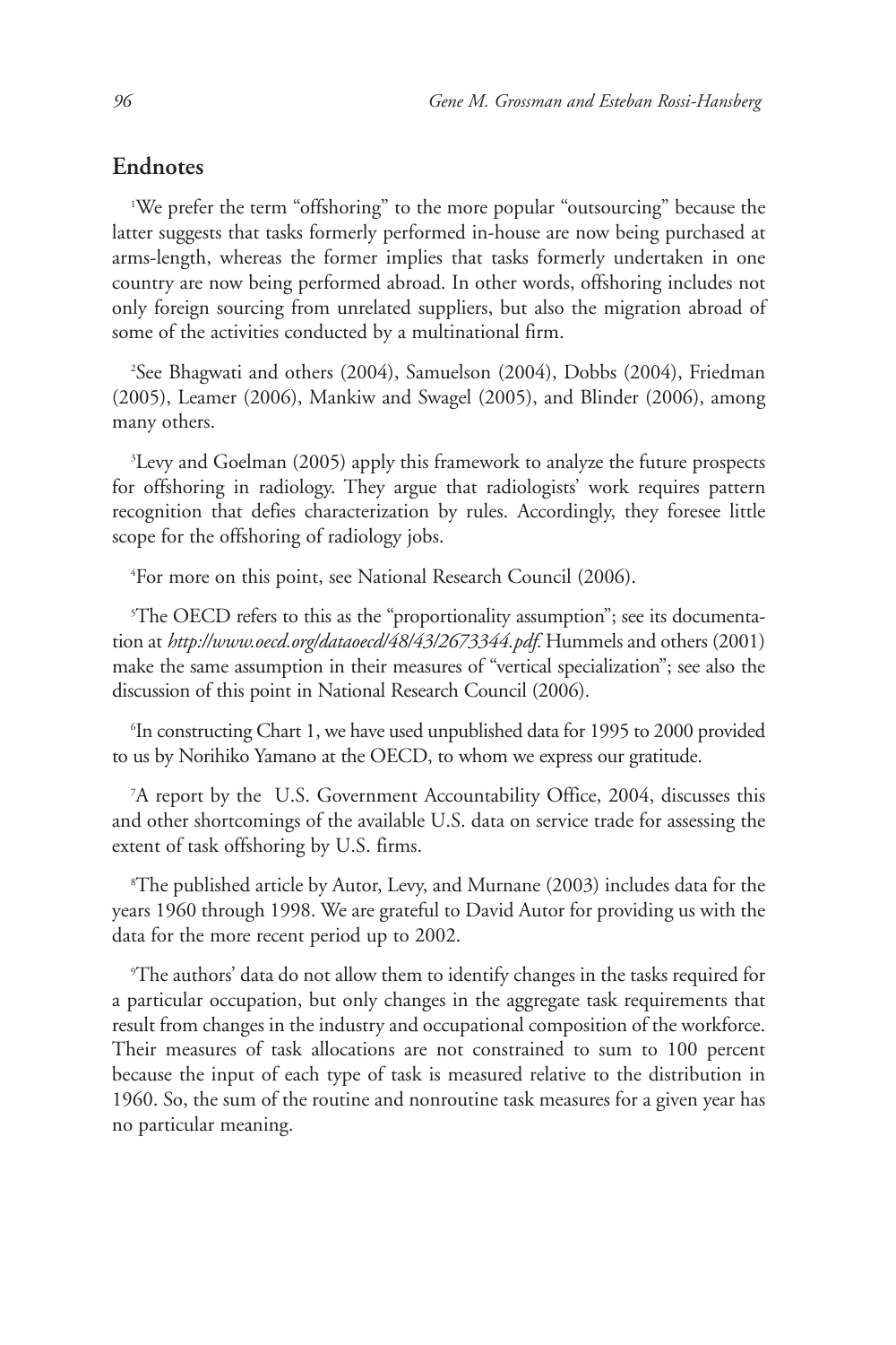## Endnotes

[1]We prefer the term "offshoring" to the more popular "outsourcing" because the latter suggests that tasks formerly performed in-house are now being purchased at arms-length, whereas the former implies that tasks formerly undertaken in one country are now being performed abroad. In other words, offshoring includes not only foreign sourcing from unrelated suppliers, but also the migration abroad of some of the activities conducted by a multinational firm.

[2]See Bhagwati and others (2004), Samuelson (2004), Dobbs (2004), Friedman (2005), Leamer (2006), Mankiw and Swagel (2005), and Blinder (2006), among many others.

[3]Levy and Goelman (2005) apply this framework to analyze the future prospects for offshoring in radiology. They argue that radiologists' work requires pattern recognition that defies characterization by rules. Accordingly, they foresee little scope for the offshoring of radiology jobs.

[4]For more on this point, see National Research Council (2006).

[5]The OECD refers to this as the "proportionality assumption"; see its documentation at *http://www.oecd.org/dataoecd/48/43/2673344.pdf*. Hummels and others (2001) make the same assumption in their measures of "vertical specialization"; see also the discussion of this point in National Research Council (2006).

[6]In constructing Chart 1, we have used unpublished data for 1995 to 2000 provided to us by Norihiko Yamano at the OECD, to whom we express our gratitude.

[7]A report by the U.S. Government Accountability Office, 2004, discusses this and other shortcomings of the available U.S. data on service trade for assessing the extent of task offshoring by U.S. firms.

[8]The published article by Autor, Levy, and Murnane (2003) includes data for the years 1960 through 1998. We are grateful to David Autor for providing us with the data for the more recent period up to 2002.

[9]The authors' data do not allow them to identify changes in the tasks required for a particular occupation, but only changes in the aggregate task requirements that result from changes in the industry and occupational composition of the workforce. Their measures of task allocations are not constrained to sum to 100 percent because the input of each type of task is measured relative to the distribution in 1960. So, the sum of the routine and nonroutine task measures for a given year has no particular meaning.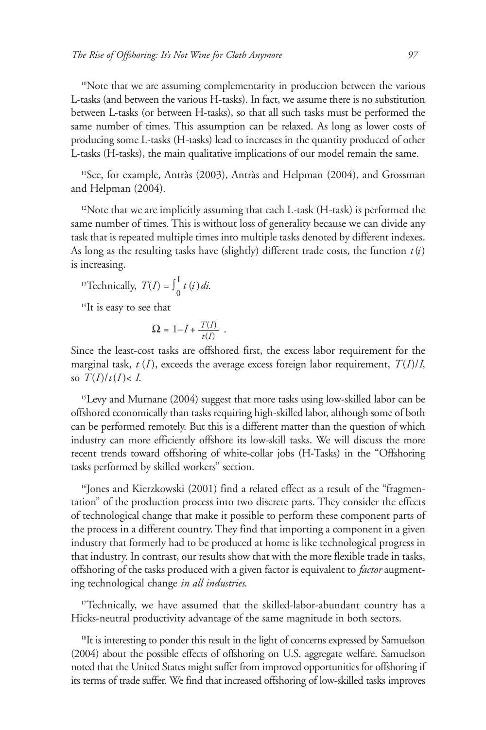[10]Note that we are assuming complementarity in production between the various L-tasks (and between the various H-tasks). In fact, we assume there is no substitution between L-tasks (or between H-tasks), so that all such tasks must be performed the same number of times. This assumption can be relaxed. As long as lower costs of producing some L-tasks (H-tasks) lead to increases in the quantity produced of other L-tasks (H-tasks), the main qualitative implications of our model remain the same.

[11]See, for example, Antràs (2003), Antràs and Helpman (2004), and Grossman and Helpman (2004).

[12]Note that we are implicitly assuming that each L-task (H-task) is performed the same number of times. This is without loss of generality because we can divide any task that is repeated multiple times into multiple tasks denoted by different indexes. As long as the resulting tasks have (slightly) different trade costs, the function $t(i)$ is increasing.

[13]Technically, $T(I) = \int_0^I t(i)\,di$.

[14]It is easy to see that

$$\Omega = 1 - I + \frac{T(I)}{t(I)} .$$

Since the least-cost tasks are offshored first, the excess labor requirement for the marginal task, $t(I)$, exceeds the average excess foreign labor requirement, $T(I)/I$, so $T(I)/t(I) < I$.

[15]Levy and Murnane (2004) suggest that more tasks using low-skilled labor can be offshored economically than tasks requiring high-skilled labor, although some of both can be performed remotely. But this is a different matter than the question of which industry can more efficiently offshore its low-skill tasks. We will discuss the more recent trends toward offshoring of white-collar jobs (H-Tasks) in the "Offshoring tasks performed by skilled workers" section.

[16]Jones and Kierzkowski (2001) find a related effect as a result of the "fragmentation" of the production process into two discrete parts. They consider the effects of technological change that make it possible to perform these component parts of the process in a different country. They find that importing a component in a given industry that formerly had to be produced at home is like technological progress in that industry. In contrast, our results show that with the more flexible trade in tasks, offshoring of the tasks produced with a given factor is equivalent to *factor* augmenting technological change *in all industries*.

[17]Technically, we have assumed that the skilled-labor-abundant country has a Hicks-neutral productivity advantage of the same magnitude in both sectors.

[18]It is interesting to ponder this result in the light of concerns expressed by Samuelson (2004) about the possible effects of offshoring on U.S. aggregate welfare. Samuelson noted that the United States might suffer from improved opportunities for offshoring if its terms of trade suffer. We find that increased offshoring of low-skilled tasks improves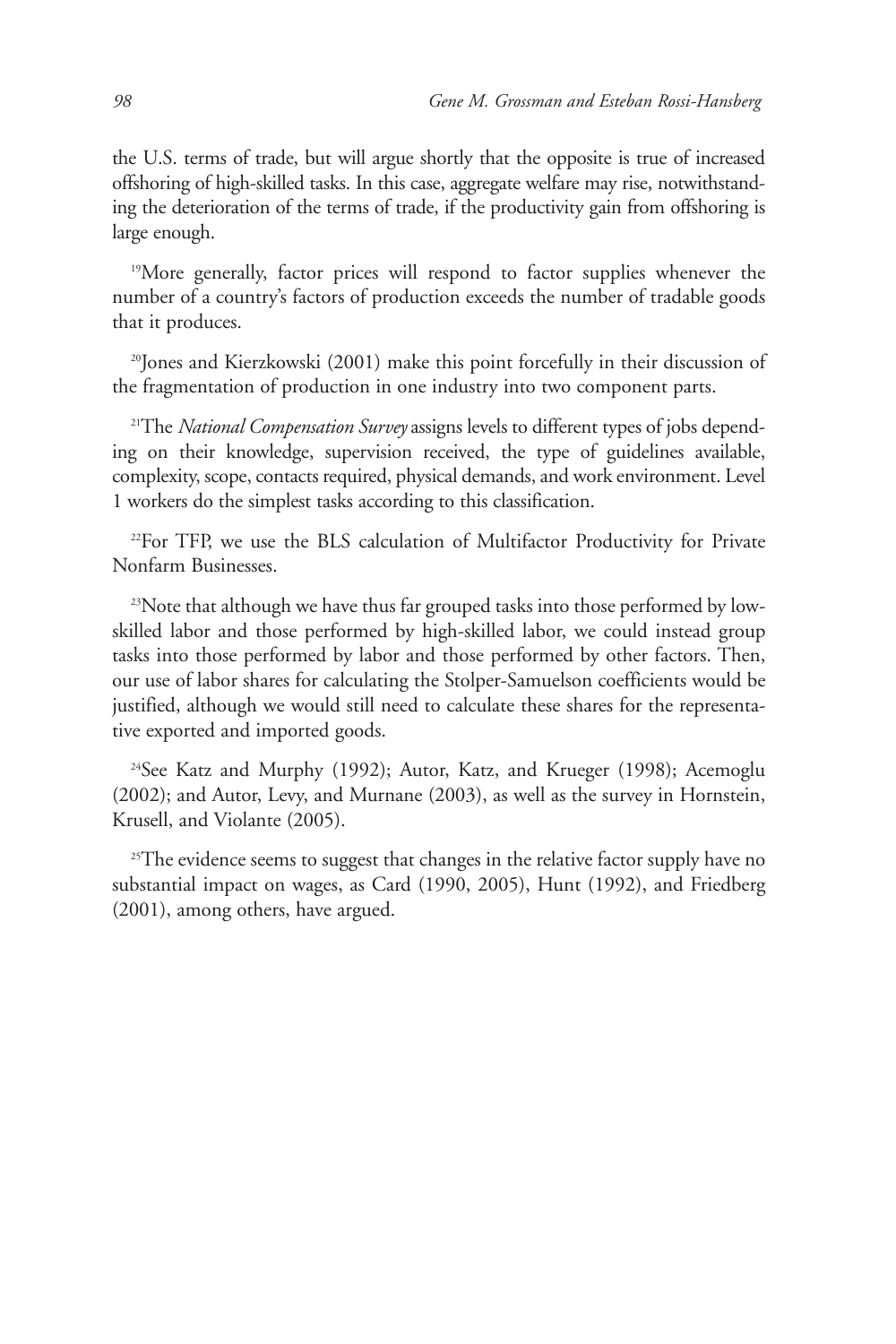the U.S. terms of trade, but will argue shortly that the opposite is true of increased offshoring of high-skilled tasks. In this case, aggregate welfare may rise, notwithstanding the deterioration of the terms of trade, if the productivity gain from offshoring is large enough.

[19]More generally, factor prices will respond to factor supplies whenever the number of a country's factors of production exceeds the number of tradable goods that it produces.

[20]Jones and Kierzkowski (2001) make this point forcefully in their discussion of the fragmentation of production in one industry into two component parts.

[21]The *National Compensation Survey* assigns levels to different types of jobs depending on their knowledge, supervision received, the type of guidelines available, complexity, scope, contacts required, physical demands, and work environment. Level 1 workers do the simplest tasks according to this classification.

[22]For TFP, we use the BLS calculation of Multifactor Productivity for Private Nonfarm Businesses.

[23]Note that although we have thus far grouped tasks into those performed by low-skilled labor and those performed by high-skilled labor, we could instead group tasks into those performed by labor and those performed by other factors. Then, our use of labor shares for calculating the Stolper-Samuelson coefficients would be justified, although we would still need to calculate these shares for the representative exported and imported goods.

[24]See Katz and Murphy (1992); Autor, Katz, and Krueger (1998); Acemoglu (2002); and Autor, Levy, and Murnane (2003), as well as the survey in Hornstein, Krusell, and Violante (2005).

[25]The evidence seems to suggest that changes in the relative factor supply have no substantial impact on wages, as Card (1990, 2005), Hunt (1992), and Friedberg (2001), among others, have argued.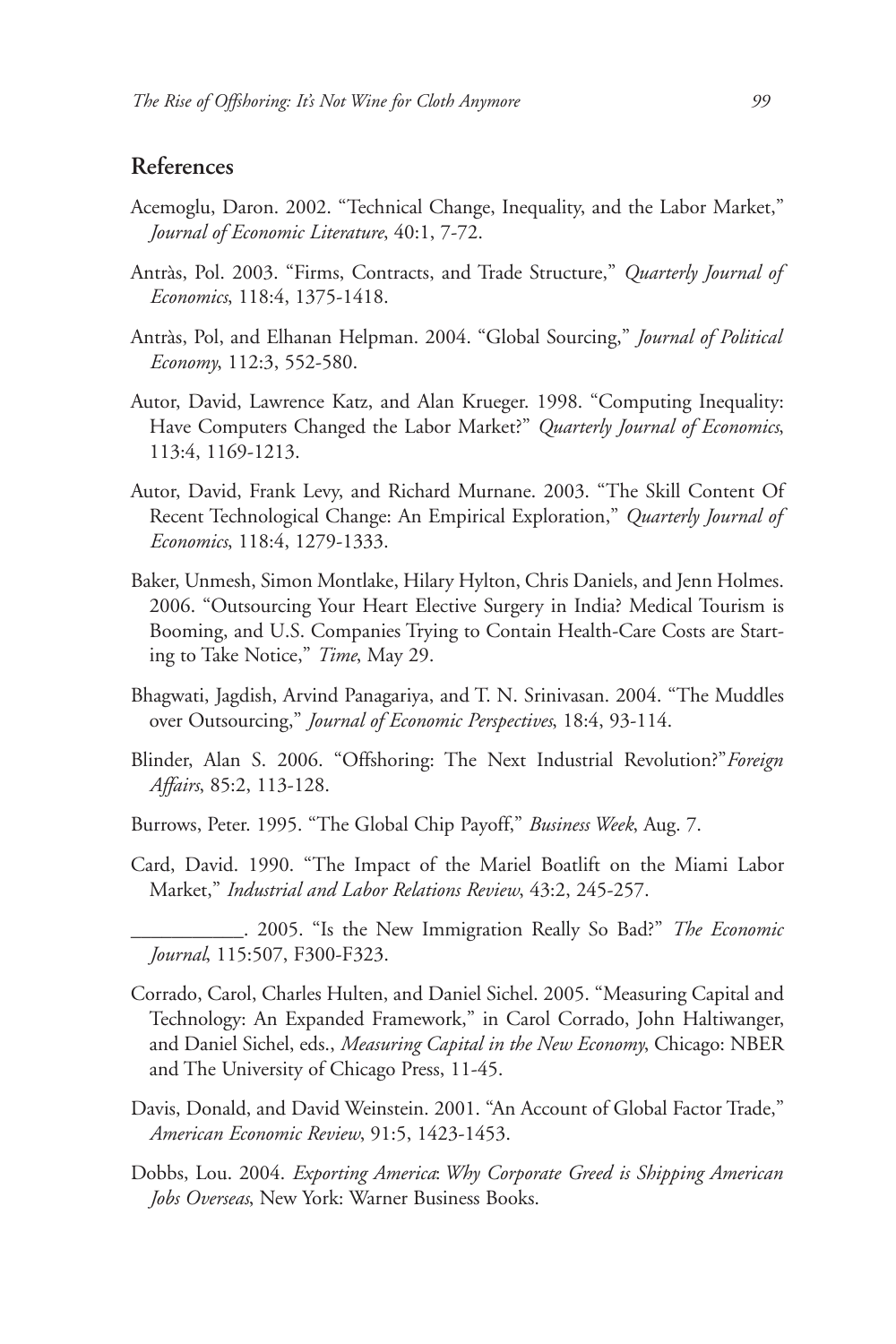## References

Acemoglu, Daron. 2002. "Technical Change, Inequality, and the Labor Market," *Journal of Economic Literature*, 40:1, 7-72.

Antràs, Pol. 2003. "Firms, Contracts, and Trade Structure," *Quarterly Journal of Economics*, 118:4, 1375-1418.

Antràs, Pol, and Elhanan Helpman. 2004. "Global Sourcing," *Journal of Political Economy*, 112:3, 552-580.

Autor, David, Lawrence Katz, and Alan Krueger. 1998. "Computing Inequality: Have Computers Changed the Labor Market?" *Quarterly Journal of Economics*, 113:4, 1169-1213.

Autor, David, Frank Levy, and Richard Murnane. 2003. "The Skill Content Of Recent Technological Change: An Empirical Exploration," *Quarterly Journal of Economics*, 118:4, 1279-1333.

Baker, Unmesh, Simon Montlake, Hilary Hylton, Chris Daniels, and Jenn Holmes. 2006. "Outsourcing Your Heart Elective Surgery in India? Medical Tourism is Booming, and U.S. Companies Trying to Contain Health-Care Costs are Starting to Take Notice," *Time*, May 29.

Bhagwati, Jagdish, Arvind Panagariya, and T. N. Srinivasan. 2004. "The Muddles over Outsourcing," *Journal of Economic Perspectives*, 18:4, 93-114.

Blinder, Alan S. 2006. "Offshoring: The Next Industrial Revolution?" *Foreign Affairs*, 85:2, 113-128.

Burrows, Peter. 1995. "The Global Chip Payoff," *Business Week*, Aug. 7.

Card, David. 1990. "The Impact of the Mariel Boatlift on the Miami Labor Market," *Industrial and Labor Relations Review*, 43:2, 245-257.

___________. 2005. "Is the New Immigration Really So Bad?" *The Economic Journal*, 115:507, F300-F323.

Corrado, Carol, Charles Hulten, and Daniel Sichel. 2005. "Measuring Capital and Technology: An Expanded Framework," in Carol Corrado, John Haltiwanger, and Daniel Sichel, eds., *Measuring Capital in the New Economy*, Chicago: NBER and The University of Chicago Press, 11-45.

Davis, Donald, and David Weinstein. 2001. "An Account of Global Factor Trade," *American Economic Review*, 91:5, 1423-1453.

Dobbs, Lou. 2004. *Exporting America*: *Why Corporate Greed is Shipping American Jobs Overseas*, New York: Warner Business Books.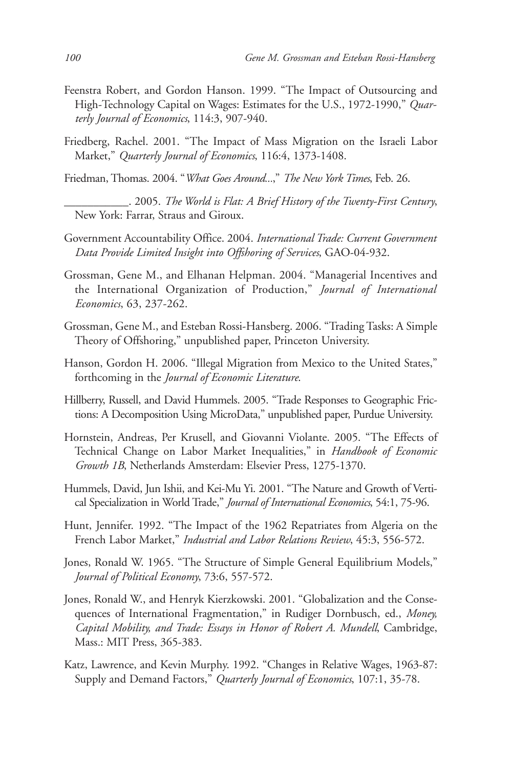Feenstra Robert, and Gordon Hanson. 1999. "The Impact of Outsourcing and High-Technology Capital on Wages: Estimates for the U.S., 1972-1990," *Quarterly Journal of Economics*, 114:3, 907-940.

Friedberg, Rachel. 2001. "The Impact of Mass Migration on the Israeli Labor Market," *Quarterly Journal of Economics*, 116:4, 1373-1408.

Friedman, Thomas. 2004. "*What Goes Around...*," *The New York Times*, Feb. 26.

___________. 2005. *The World is Flat: A Brief History of the Twenty-First Century*, New York: Farrar, Straus and Giroux.

Government Accountability Office. 2004. *International Trade: Current Government Data Provide Limited Insight into Offshoring of Services*, GAO-04-932.

Grossman, Gene M., and Elhanan Helpman. 2004. "Managerial Incentives and the International Organization of Production," *Journal of International Economics*, 63, 237-262.

Grossman, Gene M., and Esteban Rossi-Hansberg. 2006. "Trading Tasks: A Simple Theory of Offshoring," unpublished paper, Princeton University.

Hanson, Gordon H. 2006. "Illegal Migration from Mexico to the United States," forthcoming in the *Journal of Economic Literature*.

Hillberry, Russell, and David Hummels. 2005. "Trade Responses to Geographic Frictions: A Decomposition Using MicroData," unpublished paper, Purdue University.

Hornstein, Andreas, Per Krusell, and Giovanni Violante. 2005. "The Effects of Technical Change on Labor Market Inequalities," in *Handbook of Economic Growth 1B*, Netherlands Amsterdam: Elsevier Press, 1275-1370.

Hummels, David, Jun Ishii, and Kei-Mu Yi. 2001. "The Nature and Growth of Vertical Specialization in World Trade," *Journal of International Economics*, 54:1, 75-96.

Hunt, Jennifer. 1992. "The Impact of the 1962 Repatriates from Algeria on the French Labor Market," *Industrial and Labor Relations Review*, 45:3, 556-572.

Jones, Ronald W. 1965. "The Structure of Simple General Equilibrium Models," *Journal of Political Economy*, 73:6, 557-572.

Jones, Ronald W., and Henryk Kierzkowski. 2001. "Globalization and the Consequences of International Fragmentation," in Rudiger Dornbusch, ed., *Money, Capital Mobility, and Trade: Essays in Honor of Robert A. Mundell*, Cambridge, Mass.: MIT Press, 365-383.

Katz, Lawrence, and Kevin Murphy. 1992. "Changes in Relative Wages, 1963-87: Supply and Demand Factors," *Quarterly Journal of Economics*, 107:1, 35-78.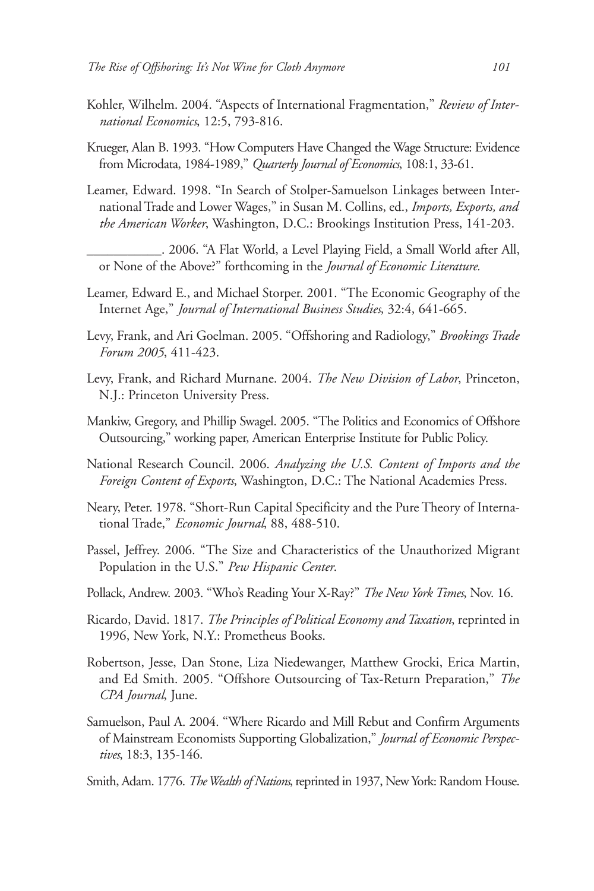Kohler, Wilhelm. 2004. "Aspects of International Fragmentation," *Review of International Economics*, 12:5, 793-816.

Krueger, Alan B. 1993. "How Computers Have Changed the Wage Structure: Evidence from Microdata, 1984-1989," *Quarterly Journal of Economics*, 108:1, 33-61.

Leamer, Edward. 1998. "In Search of Stolper-Samuelson Linkages between International Trade and Lower Wages," in Susan M. Collins, ed., *Imports, Exports, and the American Worker*, Washington, D.C.: Brookings Institution Press, 141-203.

___________. 2006. "A Flat World, a Level Playing Field, a Small World after All, or None of the Above?" forthcoming in the *Journal of Economic Literature.*

Leamer, Edward E., and Michael Storper. 2001. "The Economic Geography of the Internet Age," *Journal of International Business Studies*, 32:4, 641-665.

Levy, Frank, and Ari Goelman. 2005. "Offshoring and Radiology," *Brookings Trade Forum 2005*, 411-423.

Levy, Frank, and Richard Murnane. 2004. *The New Division of Labor*, Princeton, N.J.: Princeton University Press.

Mankiw, Gregory, and Phillip Swagel. 2005. "The Politics and Economics of Offshore Outsourcing," working paper, American Enterprise Institute for Public Policy.

National Research Council. 2006. *Analyzing the U.S. Content of Imports and the Foreign Content of Exports*, Washington, D.C.: The National Academies Press.

Neary, Peter. 1978. "Short-Run Capital Specificity and the Pure Theory of International Trade," *Economic Journal*, 88, 488-510.

Passel, Jeffrey. 2006. "The Size and Characteristics of the Unauthorized Migrant Population in the U.S." *Pew Hispanic Center*.

Pollack, Andrew. 2003. "Who's Reading Your X-Ray?" *The New York Times*, Nov. 16.

Ricardo, David. 1817. *The Principles of Political Economy and Taxation*, reprinted in 1996, New York, N.Y.: Prometheus Books.

Robertson, Jesse, Dan Stone, Liza Niedewanger, Matthew Grocki, Erica Martin, and Ed Smith. 2005. "Offshore Outsourcing of Tax-Return Preparation," *The CPA Journal*, June.

Samuelson, Paul A. 2004. "Where Ricardo and Mill Rebut and Confirm Arguments of Mainstream Economists Supporting Globalization," *Journal of Economic Perspectives*, 18:3, 135-146.

Smith, Adam. 1776. *The Wealth of Nations*, reprinted in 1937, New York: Random House.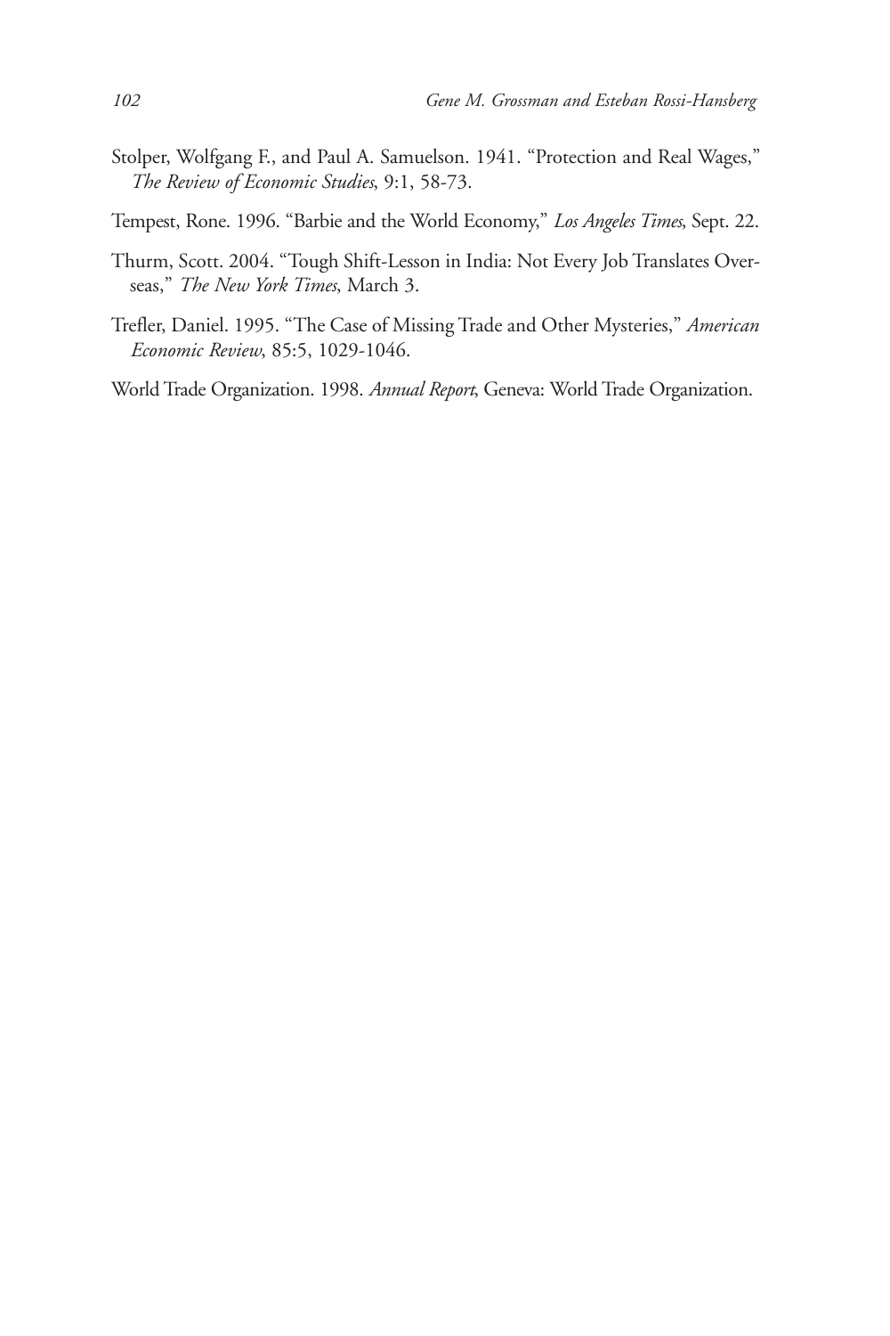Stolper, Wolfgang F., and Paul A. Samuelson. 1941. "Protection and Real Wages," *The Review of Economic Studies*, 9:1, 58-73.

Tempest, Rone. 1996. "Barbie and the World Economy," *Los Angeles Times*, Sept. 22.

Thurm, Scott. 2004. "Tough Shift-Lesson in India: Not Every Job Translates Overseas," *The New York Times*, March 3.

Trefler, Daniel. 1995. "The Case of Missing Trade and Other Mysteries," *American Economic Review*, 85:5, 1029-1046.

World Trade Organization. 1998. *Annual Report*, Geneva: World Trade Organization.